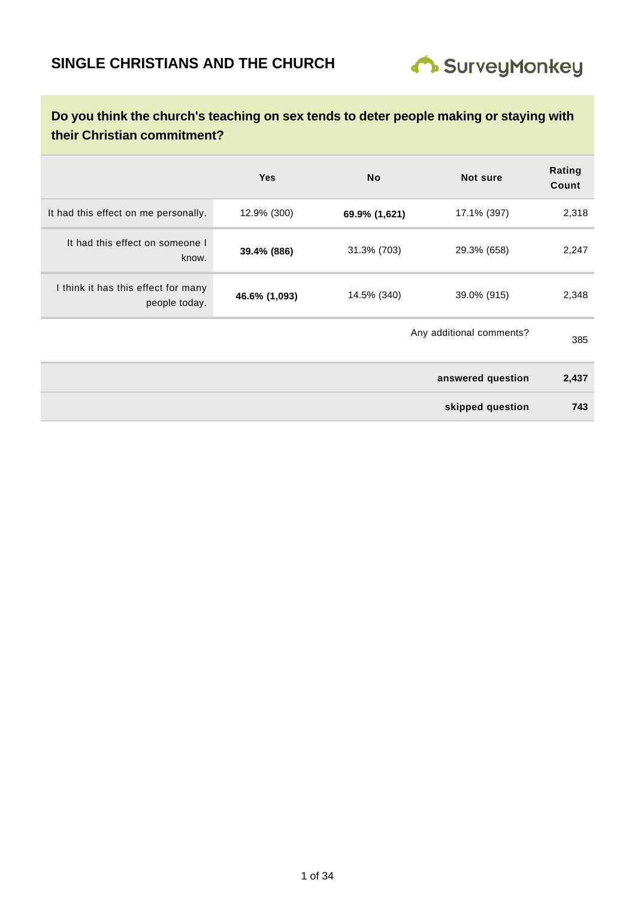# SINGLE CHRISTIANS AND THE CHURCH

SurveyMonkey

## Do you think the church's teaching on sex tends to deter people making or staying with their Christian commitment?

| | Yes | No | Not sure | Rating Count |
|---|---|---|---|---|
| It had this effect on me personally. | 12.9% (300) | **69.9% (1,621)** | 17.1% (397) | 2,318 |
| It had this effect on someone I know. | **39.4% (886)** | 31.3% (703) | 29.3% (658) | 2,247 |
| I think it has this effect for many people today. | **46.6% (1,093)** | 14.5% (340) | 39.0% (915) | 2,348 |
| | | | Any additional comments? | 385 |
| | | | **answered question** | **2,437** |
| | | | **skipped question** | **743** |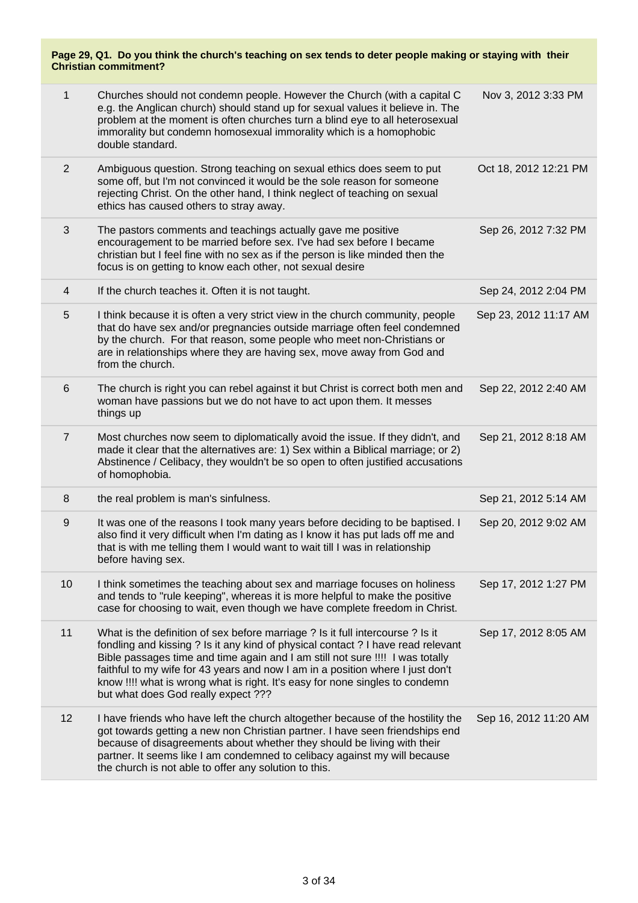**Page 29, Q1. Do you think the church's teaching on sex tends to deter people making or staying with their Christian commitment?**

| # | Response | Date |
|---|---|---|
| 1 | Churches should not condemn people. However the Church (with a capital C e.g. the Anglican church) should stand up for sexual values it believe in. The problem at the moment is often churches turn a blind eye to all heterosexual immorality but condemn homosexual immorality which is a homophobic double standard. | Nov 3, 2012 3:33 PM |
| 2 | Ambiguous question. Strong teaching on sexual ethics does seem to put some off, but I'm not convinced it would be the sole reason for someone rejecting Christ. On the other hand, I think neglect of teaching on sexual ethics has caused others to stray away. | Oct 18, 2012 12:21 PM |
| 3 | The pastors comments and teachings actually gave me positive encouragement to be married before sex. I've had sex before I became christian but I feel fine with no sex as if the person is like minded then the focus is on getting to know each other, not sexual desire | Sep 26, 2012 7:32 PM |
| 4 | If the church teaches it. Often it is not taught. | Sep 24, 2012 2:04 PM |
| 5 | I think because it is often a very strict view in the church community, people that do have sex and/or pregnancies outside marriage often feel condemned by the church. For that reason, some people who meet non-Christians or are in relationships where they are having sex, move away from God and from the church. | Sep 23, 2012 11:17 AM |
| 6 | The church is right you can rebel against it but Christ is correct both men and woman have passions but we do not have to act upon them. It messes things up | Sep 22, 2012 2:40 AM |
| 7 | Most churches now seem to diplomatically avoid the issue. If they didn't, and made it clear that the alternatives are: 1) Sex within a Biblical marriage; or 2) Abstinence / Celibacy, they wouldn't be so open to often justified accusations of homophobia. | Sep 21, 2012 8:18 AM |
| 8 | the real problem is man's sinfulness. | Sep 21, 2012 5:14 AM |
| 9 | It was one of the reasons I took many years before deciding to be baptised. I also find it very difficult when I'm dating as I know it has put lads off me and that is with me telling them I would want to wait till I was in relationship before having sex. | Sep 20, 2012 9:02 AM |
| 10 | I think sometimes the teaching about sex and marriage focuses on holiness and tends to "rule keeping", whereas it is more helpful to make the positive case for choosing to wait, even though we have complete freedom in Christ. | Sep 17, 2012 1:27 PM |
| 11 | What is the definition of sex before marriage ? Is it full intercourse ? Is it fondling and kissing ? Is it any kind of physical contact ? I have read relevant Bible passages time and time again and I am still not sure !!!! I was totally faithful to my wife for 43 years and now I am in a position where I just don't know !!!! what is wrong what is right. It's easy for none singles to condemn but what does God really expect ??? | Sep 17, 2012 8:05 AM |
| 12 | I have friends who have left the church altogether because of the hostility the got towards getting a new non Christian partner. I have seen friendships end because of disagreements about whether they should be living with their partner. It seems like I am condemned to celibacy against my will because the church is not able to offer any solution to this. | Sep 16, 2012 11:20 AM |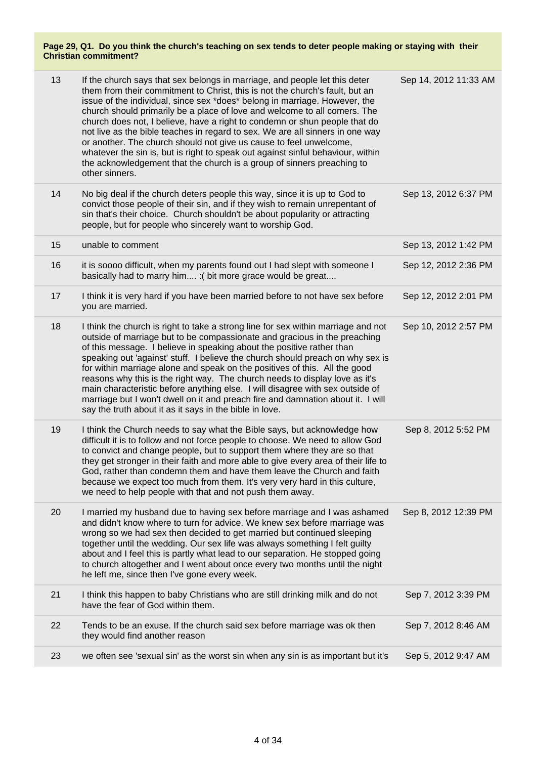**Page 29, Q1. Do you think the church's teaching on sex tends to deter people making or staying with their Christian commitment?**

| | | |
|---|---|---|
| 13 | If the church says that sex belongs in marriage, and people let this deter them from their commitment to Christ, this is not the church's fault, but an issue of the individual, since sex *does* belong in marriage. However, the church should primarily be a place of love and welcome to all comers. The church does not, I believe, have a right to condemn or shun people that do not live as the bible teaches in regard to sex. We are all sinners in one way or another. The church should not give us cause to feel unwelcome, whatever the sin is, but is right to speak out against sinful behaviour, within the acknowledgement that the church is a group of sinners preaching to other sinners. | Sep 14, 2012 11:33 AM |
| 14 | No big deal if the church deters people this way, since it is up to God to convict those people of their sin, and if they wish to remain unrepentant of sin that's their choice. Church shouldn't be about popularity or attracting people, but for people who sincerely want to worship God. | Sep 13, 2012 6:37 PM |
| 15 | unable to comment | Sep 13, 2012 1:42 PM |
| 16 | it is soooo difficult, when my parents found out I had slept with someone I basically had to marry him.... :( bit more grace would be great.... | Sep 12, 2012 2:36 PM |
| 17 | I think it is very hard if you have been married before to not have sex before you are married. | Sep 12, 2012 2:01 PM |
| 18 | I think the church is right to take a strong line for sex within marriage and not outside of marriage but to be compassionate and gracious in the preaching of this message. I believe in speaking about the positive rather than speaking out 'against' stuff. I believe the church should preach on why sex is for within marriage alone and speak on the positives of this. All the good reasons why this is the right way. The church needs to display love as it's main characteristic before anything else. I will disagree with sex outside of marriage but I won't dwell on it and preach fire and damnation about it. I will say the truth about it as it says in the bible in love. | Sep 10, 2012 2:57 PM |
| 19 | I think the Church needs to say what the Bible says, but acknowledge how difficult it is to follow and not force people to choose. We need to allow God to convict and change people, but to support them where they are so that they get stronger in their faith and more able to give every area of their life to God, rather than condemn them and have them leave the Church and faith because we expect too much from them. It's very very hard in this culture, we need to help people with that and not push them away. | Sep 8, 2012 5:52 PM |
| 20 | I married my husband due to having sex before marriage and I was ashamed and didn't know where to turn for advice. We knew sex before marriage was wrong so we had sex then decided to get married but continued sleeping together until the wedding. Our sex life was always something I felt guilty about and I feel this is partly what lead to our separation. He stopped going to church altogether and I went about once every two months until the night he left me, since then I've gone every week. | Sep 8, 2012 12:39 PM |
| 21 | I think this happen to baby Christians who are still drinking milk and do not have the fear of God within them. | Sep 7, 2012 3:39 PM |
| 22 | Tends to be an exuse. If the church said sex before marriage was ok then they would find another reason | Sep 7, 2012 8:46 AM |
| 23 | we often see 'sexual sin' as the worst sin when any sin is as importan but it's | Sep 5, 2012 9:47 AM |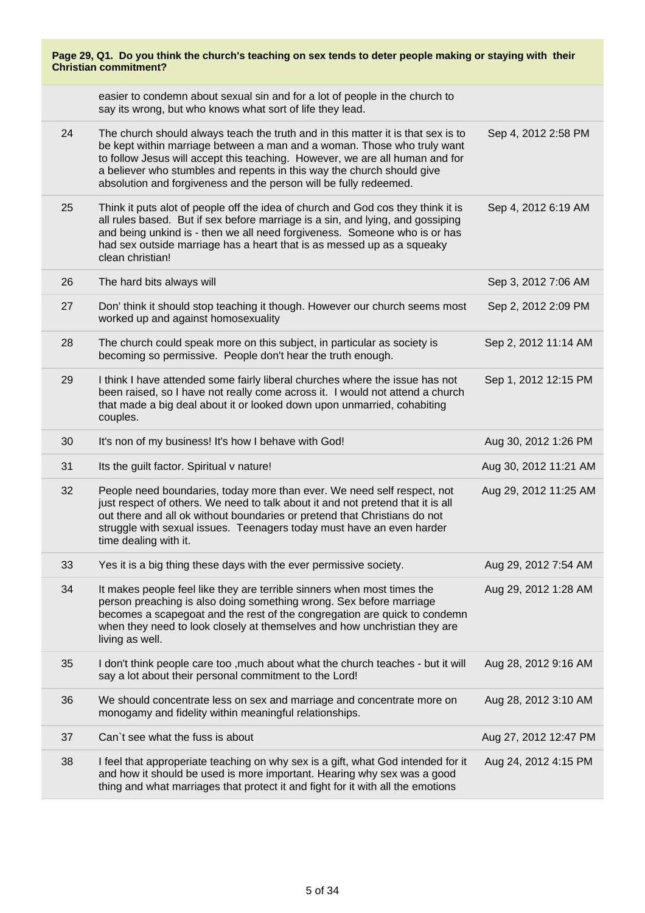**Page 29, Q1. Do you think the church's teaching on sex tends to deter people making or staying with their Christian commitment?**

| | | |
|---|---|---|
| | easier to condemn about sexual sin and for a lot of people in the church to say its wrong, but who knows what sort of life they lead. | |
| 24 | The church should always teach the truth and in this matter it is that sex is to be kept within marriage between a man and a woman. Those who truly want to follow Jesus will accept this teaching. However, we are all human and for a believer who stumbles and repents in this way the church should give absolution and forgiveness and the person will be fully redeemed. | Sep 4, 2012 2:58 PM |
| 25 | Think it puts alot of people off the idea of church and God cos they think it is all rules based. But if sex before marriage is a sin, and lying, and gossiping and being unkind is - then we all need forgiveness. Someone who is or has had sex outside marriage has a heart that is as messed up as a squeaky clean christian! | Sep 4, 2012 6:19 AM |
| 26 | The hard bits always will | Sep 3, 2012 7:06 AM |
| 27 | Don' think it should stop teaching it though. However our church seems most worked up and against homosexuality | Sep 2, 2012 2:09 PM |
| 28 | The church could speak more on this subject, in particular as society is becoming so permissive. People don't hear the truth enough. | Sep 2, 2012 11:14 AM |
| 29 | I think I have attended some fairly liberal churches where the issue has not been raised, so I have not really come across it. I would not attend a church that made a big deal about it or looked down upon unmarried, cohabiting couples. | Sep 1, 2012 12:15 PM |
| 30 | It's non of my business! It's how I behave with God! | Aug 30, 2012 1:26 PM |
| 31 | Its the guilt factor. Spiritual v nature! | Aug 30, 2012 11:21 AM |
| 32 | People need boundaries, today more than ever. We need self respect, not just respect of others. We need to talk about it and not pretend that it is all out there and all ok without boundaries or pretend that Christians do not struggle with sexual issues. Teenagers today must have an even harder time dealing with it. | Aug 29, 2012 11:25 AM |
| 33 | Yes it is a big thing these days with the ever permissive society. | Aug 29, 2012 7:54 AM |
| 34 | It makes people feel like they are terrible sinners when most times the person preaching is also doing something wrong. Sex before marriage becomes a scapegoat and the rest of the congregation are quick to condemn when they need to look closely at themselves and how unchristian they are living as well. | Aug 29, 2012 1:28 AM |
| 35 | I don't think people care too ,much about what the church teaches - but it will say a lot about their personal commitment to the Lord! | Aug 28, 2012 9:16 AM |
| 36 | We should concentrate less on sex and marriage and concentrate more on monogamy and fidelity within meaningful relationships. | Aug 28, 2012 3:10 AM |
| 37 | Can`t see what the fuss is about | Aug 27, 2012 12:47 PM |
| 38 | I feel that approperiate teaching on why sex is a gift, what God intended for it and how it should be used is more important. Hearing why sex was a good thing and what marriages that protect it and fight for it with all the emotions | Aug 24, 2012 4:15 PM |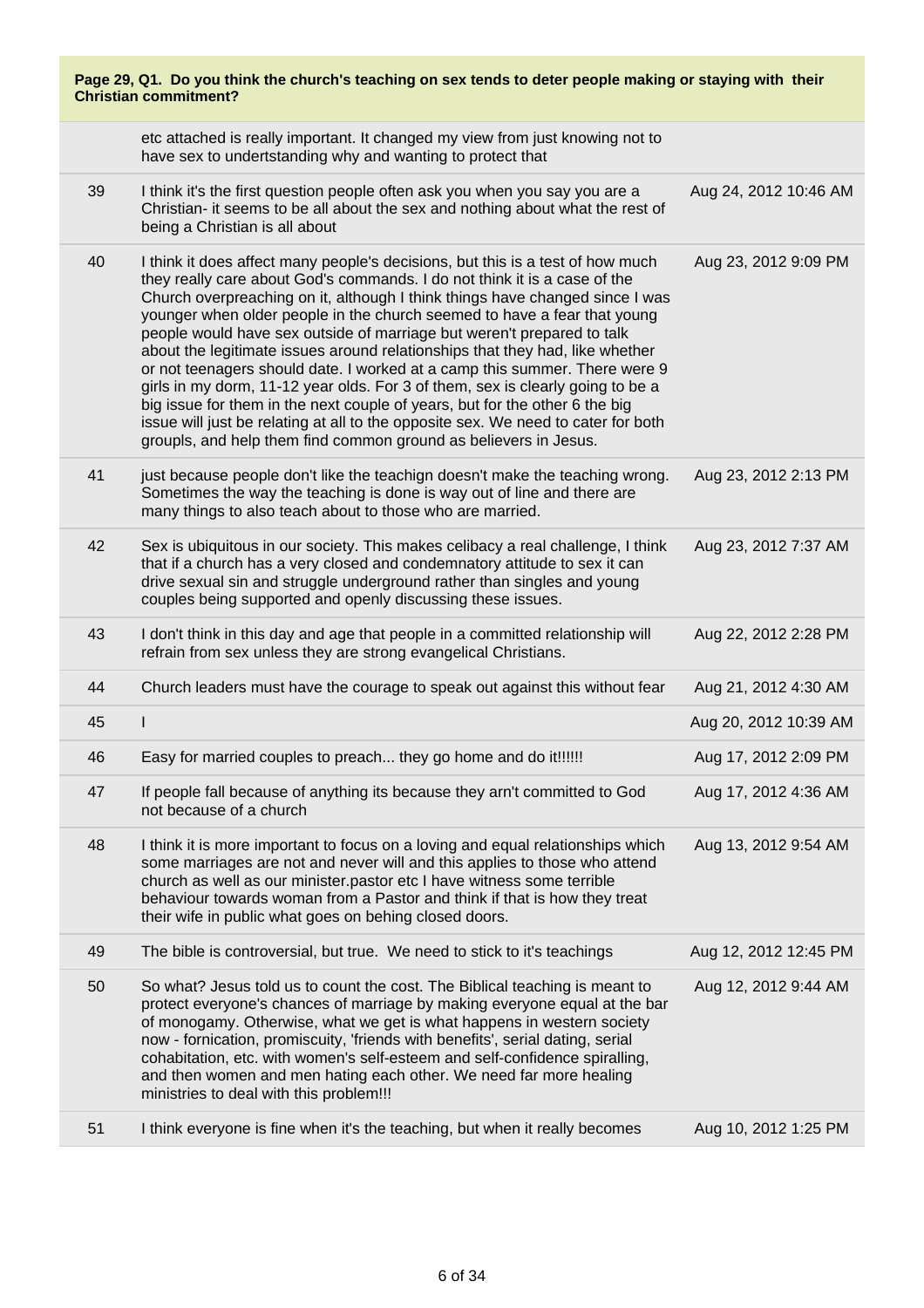**Page 29, Q1. Do you think the church's teaching on sex tends to deter people making or staying with their Christian commitment?**

| | | |
|---|---|---|
| | etc attached is really important. It changed my view from just knowing not to have sex to undertstanding why and wanting to protect that | |
| 39 | I think it's the first question people often ask you when you say you are a Christian- it seems to be all about the sex and nothing about what the rest of being a Christian is all about | Aug 24, 2012 10:46 AM |
| 40 | I think it does affect many people's decisions, but this is a test of how much they really care about God's commands. I do not think it is a case of the Church overpreaching on it, although I think things have changed since I was younger when older people in the church seemed to have a fear that young people would have sex outside of marriage but weren't prepared to talk about the legitimate issues around relationships that they had, like whether or not teenagers should date. I worked at a camp this summer. There were 9 girls in my dorm, 11-12 year olds. For 3 of them, sex is clearly going to be a big issue for them in the next couple of years, but for the other 6 the big issue will just be relating at all to the opposite sex. We need to cater for both groupls, and help them find common ground as believers in Jesus. | Aug 23, 2012 9:09 PM |
| 41 | just because people don't like the teachign doesn't make the teaching wrong. Sometimes the way the teaching is done is way out of line and there are many things to also teach about to those who are married. | Aug 23, 2012 2:13 PM |
| 42 | Sex is ubiquitous in our society. This makes celibacy a real challenge, I think that if a church has a very closed and condemnatory attitude to sex it can drive sexual sin and struggle underground rather than singles and young couples being supported and openly discussing these issues. | Aug 23, 2012 7:37 AM |
| 43 | I don't think in this day and age that people in a committed relationship will refrain from sex unless they are strong evangelical Christians. | Aug 22, 2012 2:28 PM |
| 44 | Church leaders must have the courage to speak out against this without fear | Aug 21, 2012 4:30 AM |
| 45 | I | Aug 20, 2012 10:39 AM |
| 46 | Easy for married couples to preach... they go home and do it!!!!!! | Aug 17, 2012 2:09 PM |
| 47 | If people fall because of anything its because they arn't committed to God not because of a church | Aug 17, 2012 4:36 AM |
| 48 | I think it is more important to focus on a loving and equal relationships which some marriages are not and never will and this applies to those who attend church as well as our minister.pastor etc I have witness some terrible behaviour towards woman from a Pastor and think if that is how they treat their wife in public what goes on behing closed doors. | Aug 13, 2012 9:54 AM |
| 49 | The bible is controversial, but true. We need to stick to it's teachings | Aug 12, 2012 12:45 PM |
| 50 | So what? Jesus told us to count the cost. The Biblical teaching is meant to protect everyone's chances of marriage by making everyone equal at the bar of monogamy. Otherwise, what we get is what happens in western society now - fornication, promiscuity, 'friends with benefits', serial dating, serial cohabitation, etc. with women's self-esteem and self-confidence spiralling, and then women and men hating each other. We need far more healing ministries to deal with this problem!!! | Aug 12, 2012 9:44 AM |
| 51 | I think everyone is fine when it's the teaching, but when it really becomes | Aug 10, 2012 1:25 PM |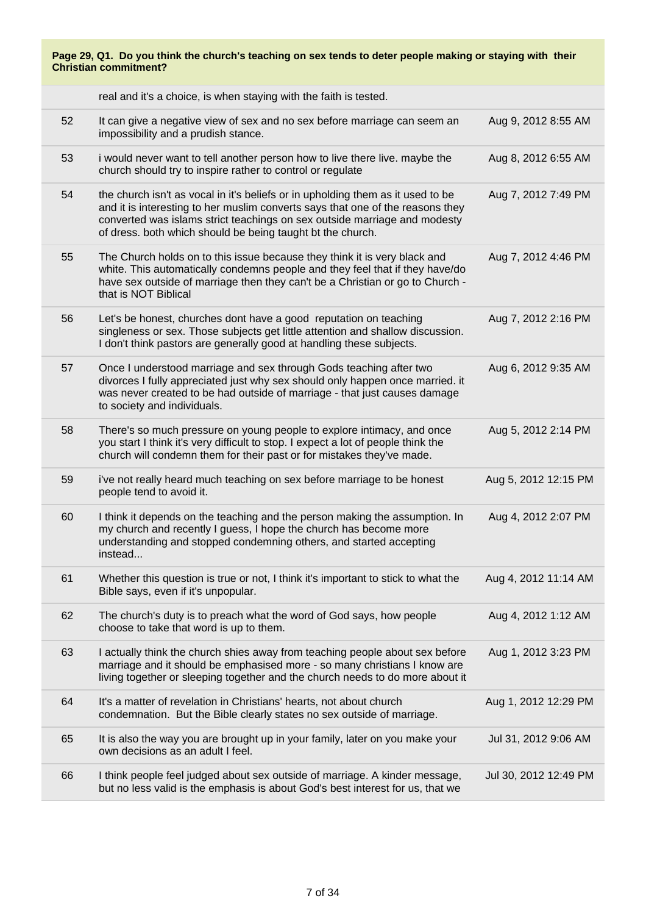**Page 29, Q1. Do you think the church's teaching on sex tends to deter people making or staying with their Christian commitment?**

| | | |
|---|---|---|
| | real and it's a choice, is when staying with the faith is tested. | |
| 52 | It can give a negative view of sex and no sex before marriage can seem an impossibility and a prudish stance. | Aug 9, 2012 8:55 AM |
| 53 | i would never want to tell another person how to live there live. maybe the church should try to inspire rather to control or regulate | Aug 8, 2012 6:55 AM |
| 54 | the church isn't as vocal in it's beliefs or in upholding them as it used to be and it is interesting to her muslim converts says that one of the reasons they converted was islams strict teachings on sex outside marriage and modesty of dress. both which should be being taught bt the church. | Aug 7, 2012 7:49 PM |
| 55 | The Church holds on to this issue because they think it is very black and white. This automatically condemns people and they feel that if they have/do have sex outside of marriage then they can't be a Christian or go to Church - that is NOT Biblical | Aug 7, 2012 4:46 PM |
| 56 | Let's be honest, churches dont have a good reputation on teaching singleness or sex. Those subjects get little attention and shallow discussion. I don't think pastors are generally good at handling these subjects. | Aug 7, 2012 2:16 PM |
| 57 | Once I understood marriage and sex through Gods teaching after two divorces I fully appreciated just why sex should only happen once married. it was never created to be had outside of marriage - that just causes damage to society and individuals. | Aug 6, 2012 9:35 AM |
| 58 | There's so much pressure on young people to explore intimacy, and once you start I think it's very difficult to stop. I expect a lot of people think the church will condemn them for their past or for mistakes they've made. | Aug 5, 2012 2:14 PM |
| 59 | i've not really heard much teaching on sex before marriage to be honest people tend to avoid it. | Aug 5, 2012 12:15 PM |
| 60 | I think it depends on the teaching and the person making the assumption. In my church and recently I guess, I hope the church has become more understanding and stopped condemning others, and started accepting instead... | Aug 4, 2012 2:07 PM |
| 61 | Whether this question is true or not, I think it's important to stick to what the Bible says, even if it's unpopular. | Aug 4, 2012 11:14 AM |
| 62 | The church's duty is to preach what the word of God says, how people choose to take that word is up to them. | Aug 4, 2012 1:12 AM |
| 63 | I actually think the church shies away from teaching people about sex before marriage and it should be emphasised more - so many christians I know are living together or sleeping together and the church needs to do more about it | Aug 1, 2012 3:23 PM |
| 64 | It's a matter of revelation in Christians' hearts, not about church condemnation. But the Bible clearly states no sex outside of marriage. | Aug 1, 2012 12:29 PM |
| 65 | It is also the way you are brought up in your family, later on you make your own decisions as an adult I feel. | Jul 31, 2012 9:06 AM |
| 66 | I think people feel judged about sex outside of marriage. A kinder message, but no less valid is the emphasis is about God's best interest for us, that we | Jul 30, 2012 12:49 PM |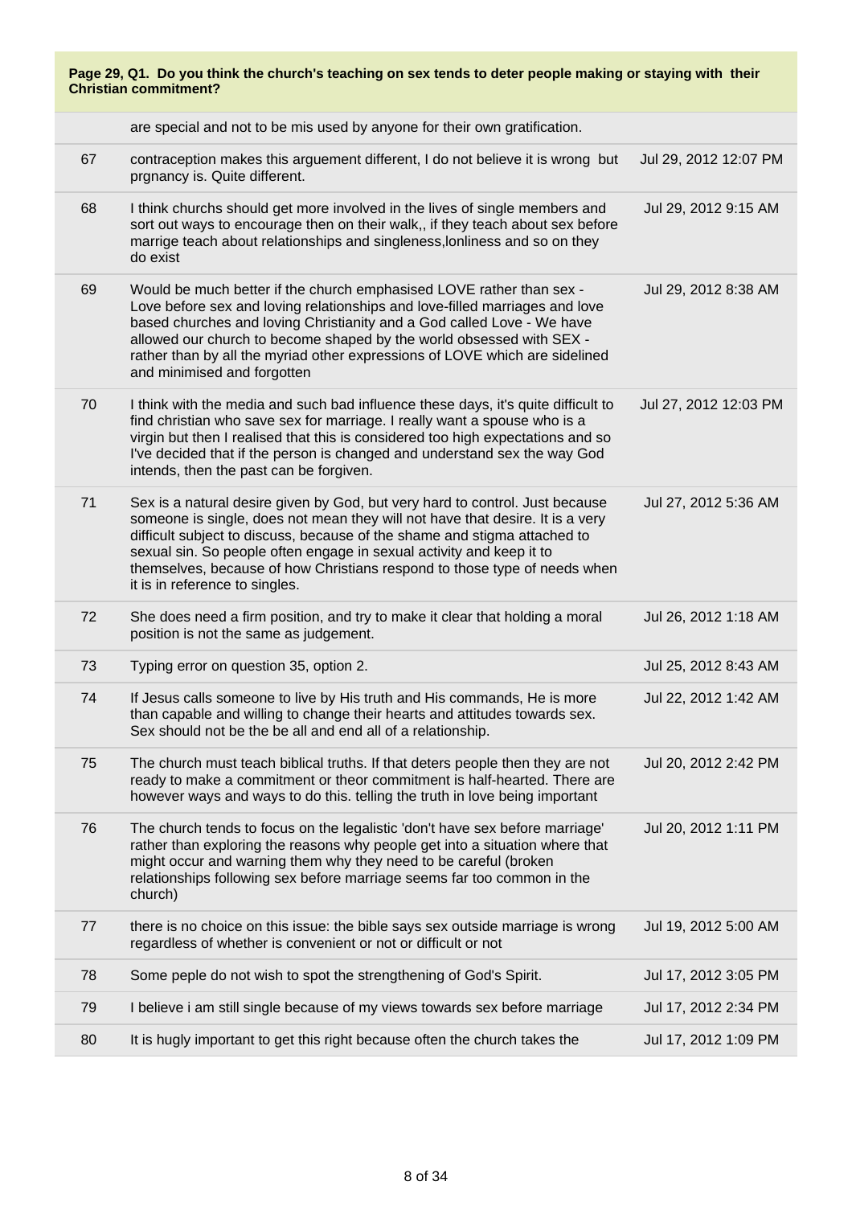**Page 29, Q1. Do you think the church's teaching on sex tends to deter people making or staying with their Christian commitment?**

| | | |
|---|---|---|
| | are special and not to be mis used by anyone for their own gratification. | |
| 67 | contraception makes this arguement different, I do not believe it is wrong but prgnancy is. Quite different. | Jul 29, 2012 12:07 PM |
| 68 | I think churchs should get more involved in the lives of single members and sort out ways to encourage then on their walk,, if they teach about sex before marrige teach about relationships and singleness,lonliness and so on they do exist | Jul 29, 2012 9:15 AM |
| 69 | Would be much better if the church emphasised LOVE rather than sex - Love before sex and loving relationships and love-filled marriages and love based churches and loving Christianity and a God called Love - We have allowed our church to become shaped by the world obsessed with SEX - rather than by all the myriad other expressions of LOVE which are sidelined and minimised and forgotten | Jul 29, 2012 8:38 AM |
| 70 | I think with the media and such bad influence these days, it's quite difficult to find christian who save sex for marriage. I really want a spouse who is a virgin but then I realised that this is considered too high expectations and so I've decided that if the person is changed and understand sex the way God intends, then the past can be forgiven. | Jul 27, 2012 12:03 PM |
| 71 | Sex is a natural desire given by God, but very hard to control. Just because someone is single, does not mean they will not have that desire. It is a very difficult subject to discuss, because of the shame and stigma attached to sexual sin. So people often engage in sexual activity and keep it to themselves, because of how Christians respond to those type of needs when it is in reference to singles. | Jul 27, 2012 5:36 AM |
| 72 | She does need a firm position, and try to make it clear that holding a moral position is not the same as judgement. | Jul 26, 2012 1:18 AM |
| 73 | Typing error on question 35, option 2. | Jul 25, 2012 8:43 AM |
| 74 | If Jesus calls someone to live by His truth and His commands, He is more than capable and willing to change their hearts and attitudes towards sex. Sex should not be the be all and end all of a relationship. | Jul 22, 2012 1:42 AM |
| 75 | The church must teach biblical truths. If that deters people then they are not ready to make a commitment or theor commitment is half-hearted. There are however ways and ways to do this. telling the truth in love being important | Jul 20, 2012 2:42 PM |
| 76 | The church tends to focus on the legalistic 'don't have sex before marriage' rather than exploring the reasons why people get into a situation where that might occur and warning them why they need to be careful (broken relationships following sex before marriage seems far too common in the church) | Jul 20, 2012 1:11 PM |
| 77 | there is no choice on this issue: the bible says sex outside marriage is wrong regardless of whether is convenient or not or difficult or not | Jul 19, 2012 5:00 AM |
| 78 | Some peple do not wish to spot the strengthening of God's Spirit. | Jul 17, 2012 3:05 PM |
| 79 | I believe i am still single because of my views towards sex before marriage | Jul 17, 2012 2:34 PM |
| 80 | It is hugly important to get this right because often the church takes the | Jul 17, 2012 1:09 PM |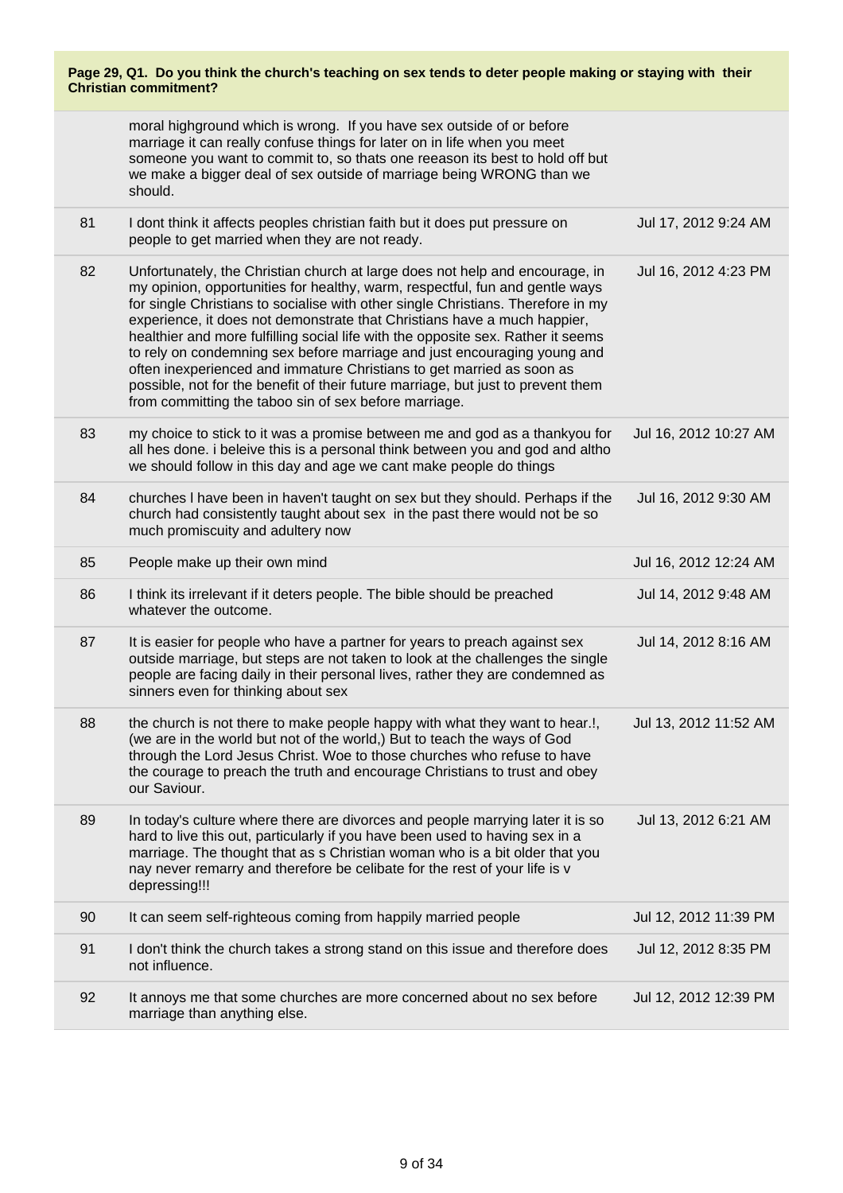**Page 29, Q1. Do you think the church's teaching on sex tends to deter people making or staying with their Christian commitment?**

| | | |
|---|---|---|
| | moral highground which is wrong. If you have sex outside of or before marriage it can really confuse things for later on in life when you meet someone you want to commit to, so thats one reeason its best to hold off but we make a bigger deal of sex outside of marriage being WRONG than we should. | |
| 81 | I dont think it affects peoples christian faith but it does put pressure on people to get married when they are not ready. | Jul 17, 2012 9:24 AM |
| 82 | Unfortunately, the Christian church at large does not help and encourage, in my opinion, opportunities for healthy, warm, respectful, fun and gentle ways for single Christians to socialise with other single Christians. Therefore in my experience, it does not demonstrate that Christians have a much happier, healthier and more fulfilling social life with the opposite sex. Rather it seems to rely on condemning sex before marriage and just encouraging young and often inexperienced and immature Christians to get married as soon as possible, not for the benefit of their future marriage, but just to prevent them from committing the taboo sin of sex before marriage. | Jul 16, 2012 4:23 PM |
| 83 | my choice to stick to it was a promise between me and god as a thankyou for all hes done. i beleive this is a personal think between you and god and altho we should follow in this day and age we cant make people do things | Jul 16, 2012 10:27 AM |
| 84 | churches I have been in haven't taught on sex but they should. Perhaps if the church had consistently taught about sex in the past there would not be so much promiscuity and adultery now | Jul 16, 2012 9:30 AM |
| 85 | People make up their own mind | Jul 16, 2012 12:24 AM |
| 86 | I think its irrelevant if it deters people. The bible should be preached whatever the outcome. | Jul 14, 2012 9:48 AM |
| 87 | It is easier for people who have a partner for years to preach against sex outside marriage, but steps are not taken to look at the challenges the single people are facing daily in their personal lives, rather they are condemned as sinners even for thinking about sex | Jul 14, 2012 8:16 AM |
| 88 | the church is not there to make people happy with what they want to hear.!, (we are in the world but not of the world,) But to teach the ways of God through the Lord Jesus Christ. Woe to those churches who refuse to have the courage to preach the truth and encourage Christians to trust and obey our Saviour. | Jul 13, 2012 11:52 AM |
| 89 | In today's culture where there are divorces and people marrying later it is so hard to live this out, particularly if you have been used to having sex in a marriage. The thought that as s Christian woman who is a bit older that you nay never remarry and therefore be celibate for the rest of your life is v depressing!!! | Jul 13, 2012 6:21 AM |
| 90 | It can seem self-righteous coming from happily married people | Jul 12, 2012 11:39 PM |
| 91 | I don't think the church takes a strong stand on this issue and therefore does not influence. | Jul 12, 2012 8:35 PM |
| 92 | It annoys me that some churches are more concerned about no sex before marriage than anything else. | Jul 12, 2012 12:39 PM |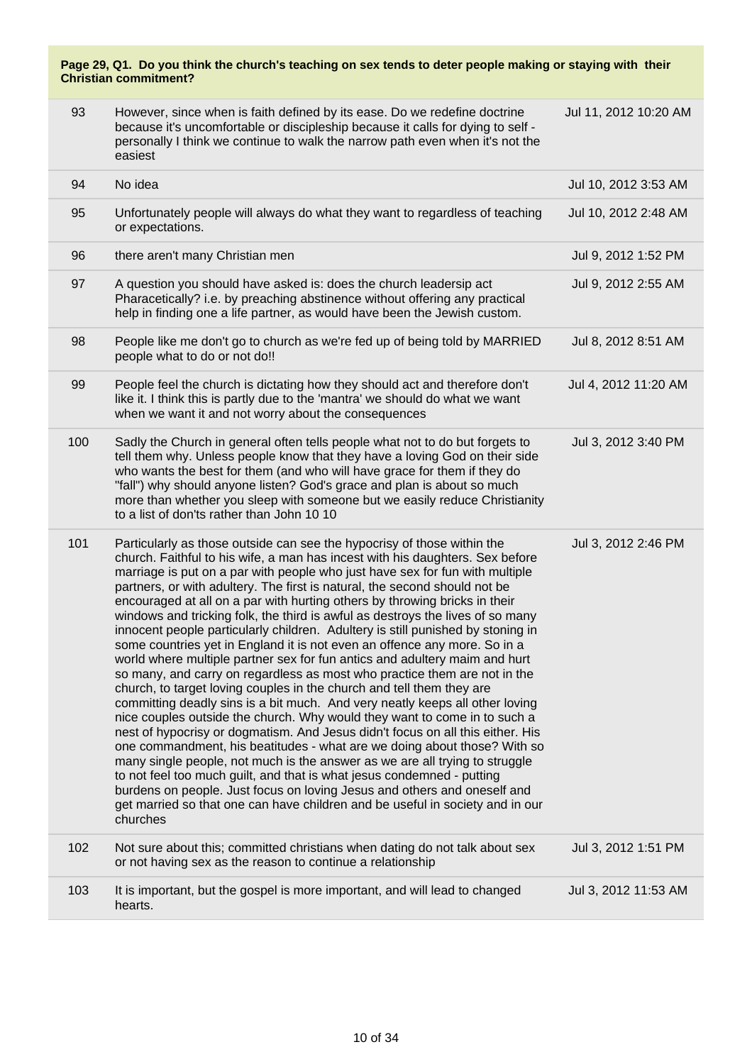**Page 29, Q1. Do you think the church's teaching on sex tends to deter people making or staying with their Christian commitment?**

| | | |
|---|---|---|
| 93 | However, since when is faith defined by its ease. Do we redefine doctrine because it's uncomfortable or discipleship because it calls for dying to self - personally I think we continue to walk the narrow path even when it's not the easiest | Jul 11, 2012 10:20 AM |
| 94 | No idea | Jul 10, 2012 3:53 AM |
| 95 | Unfortunately people will always do what they want to regardless of teaching or expectations. | Jul 10, 2012 2:48 AM |
| 96 | there aren't many Christian men | Jul 9, 2012 1:52 PM |
| 97 | A question you should have asked is: does the church leadersip act Pharacetically? i.e. by preaching abstinence without offering any practical help in finding one a life partner, as would have been the Jewish custom. | Jul 9, 2012 2:55 AM |
| 98 | People like me don't go to church as we're fed up of being told by MARRIED people what to do or not do!! | Jul 8, 2012 8:51 AM |
| 99 | People feel the church is dictating how they should act and therefore don't like it. I think this is partly due to the 'mantra' we should do what we want when we want it and not worry about the consequences | Jul 4, 2012 11:20 AM |
| 100 | Sadly the Church in general often tells people what not to do but forgets to tell them why. Unless people know that they have a loving God on their side who wants the best for them (and who will have grace for them if they do "fall") why should anyone listen? God's grace and plan is about so much more than whether you sleep with someone but we easily reduce Christianity to a list of don'ts rather than John 10 10 | Jul 3, 2012 3:40 PM |
| 101 | Particularly as those outside can see the hypocrisy of those within the church. Faithful to his wife, a man has incest with his daughters. Sex before marriage is put on a par with people who just have sex for fun with multiple partners, or with adultery. The first is natural, the second should not be encouraged at all on a par with hurting others by throwing bricks in their windows and tricking folk, the third is awful as destroys the lives of so many innocent people particularly children. Adultery is still punished by stoning in some countries yet in England it is not even an offence any more. So in a world where multiple partner sex for fun antics and adultery maim and hurt so many, and carry on regardless as most who practice them are not in the church, to target loving couples in the church and tell them they are committing deadly sins is a bit much. And very neatly keeps all other loving nice couples outside the church. Why would they want to come in to such a nest of hypocrisy or dogmatism. And Jesus didn't focus on all this either. His one commandment, his beatitudes - what are we doing about those? With so many single people, not much is the answer as we are all trying to struggle to not feel too much guilt, and that is what jesus condemned - putting burdens on people. Just focus on loving Jesus and others and oneself and get married so that one can have children and be useful in society and in our churches | Jul 3, 2012 2:46 PM |
| 102 | Not sure about this; committed christians when dating do not talk about sex or not having sex as the reason to continue a relationship | Jul 3, 2012 1:51 PM |
| 103 | It is important, but the gospel is more important, and will lead to changed hearts. | Jul 3, 2012 11:53 AM |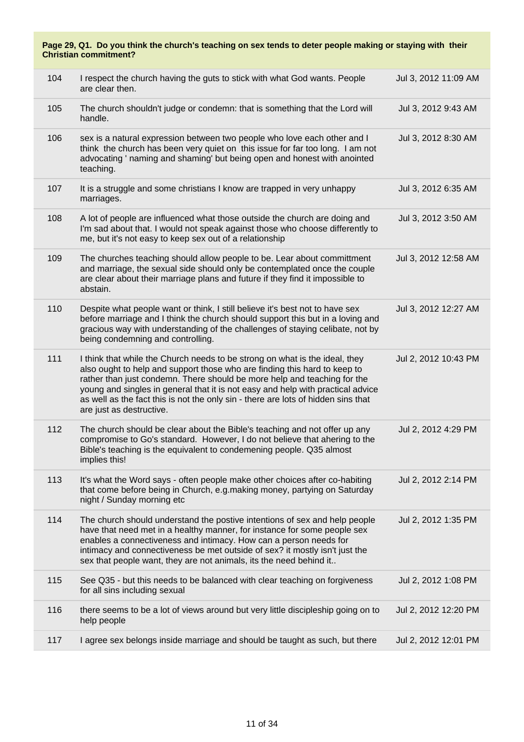**Page 29, Q1. Do you think the church's teaching on sex tends to deter people making or staying with their Christian commitment?**

| | | |
|---|---|---|
| 104 | I respect the church having the guts to stick with what God wants. People are clear then. | Jul 3, 2012 11:09 AM |
| 105 | The church shouldn't judge or condemn: that is something that the Lord will handle. | Jul 3, 2012 9:43 AM |
| 106 | sex is a natural expression between two people who love each other and I think the church has been very quiet on this issue for far too long. I am not advocating ' naming and shaming' but being open and honest with anointed teaching. | Jul 3, 2012 8:30 AM |
| 107 | It is a struggle and some christians I know are trapped in very unhappy marriages. | Jul 3, 2012 6:35 AM |
| 108 | A lot of people are influenced what those outside the church are doing and I'm sad about that. I would not speak against those who choose differently to me, but it's not easy to keep sex out of a relationship | Jul 3, 2012 3:50 AM |
| 109 | The churches teaching should allow people to be. Lear about committment and marriage, the sexual side should only be contemplated once the couple are clear about their marriage plans and future if they find it impossible to abstain. | Jul 3, 2012 12:58 AM |
| 110 | Despite what people want or think, I still believe it's best not to have sex before marriage and I think the church should support this but in a loving and gracious way with understanding of the challenges of staying celibate, not by being condemning and controlling. | Jul 3, 2012 12:27 AM |
| 111 | I think that while the Church needs to be strong on what is the ideal, they also ought to help and support those who are finding this hard to keep to rather than just condemn. There should be more help and teaching for the young and singles in general that it is not easy and help with practical advice as well as the fact this is not the only sin - there are lots of hidden sins that are just as destructive. | Jul 2, 2012 10:43 PM |
| 112 | The church should be clear about the Bible's teaching and not offer up any compromise to Go's standard. However, I do not believe that ahering to the Bible's teaching is the equivalent to condemening people. Q35 almost implies this! | Jul 2, 2012 4:29 PM |
| 113 | It's what the Word says - often people make other choices after co-habiting that come before being in Church, e.g.making money, partying on Saturday night / Sunday morning etc | Jul 2, 2012 2:14 PM |
| 114 | The church should understand the postive intentions of sex and help people have that need met in a healthy manner, for instance for some people sex enables a connectiveness and intimacy. How can a person needs for intimacy and connectiveness be met outside of sex? it mostly isn't just the sex that people want, they are not animals, its the need behind it.. | Jul 2, 2012 1:35 PM |
| 115 | See Q35 - but this needs to be balanced with clear teaching on forgiveness for all sins including sexual | Jul 2, 2012 1:08 PM |
| 116 | there seems to be a lot of views around but very little discipleship going on to help people | Jul 2, 2012 12:20 PM |
| 117 | I agree sex belongs inside marriage and should be taught as such, but there | Jul 2, 2012 12:01 PM |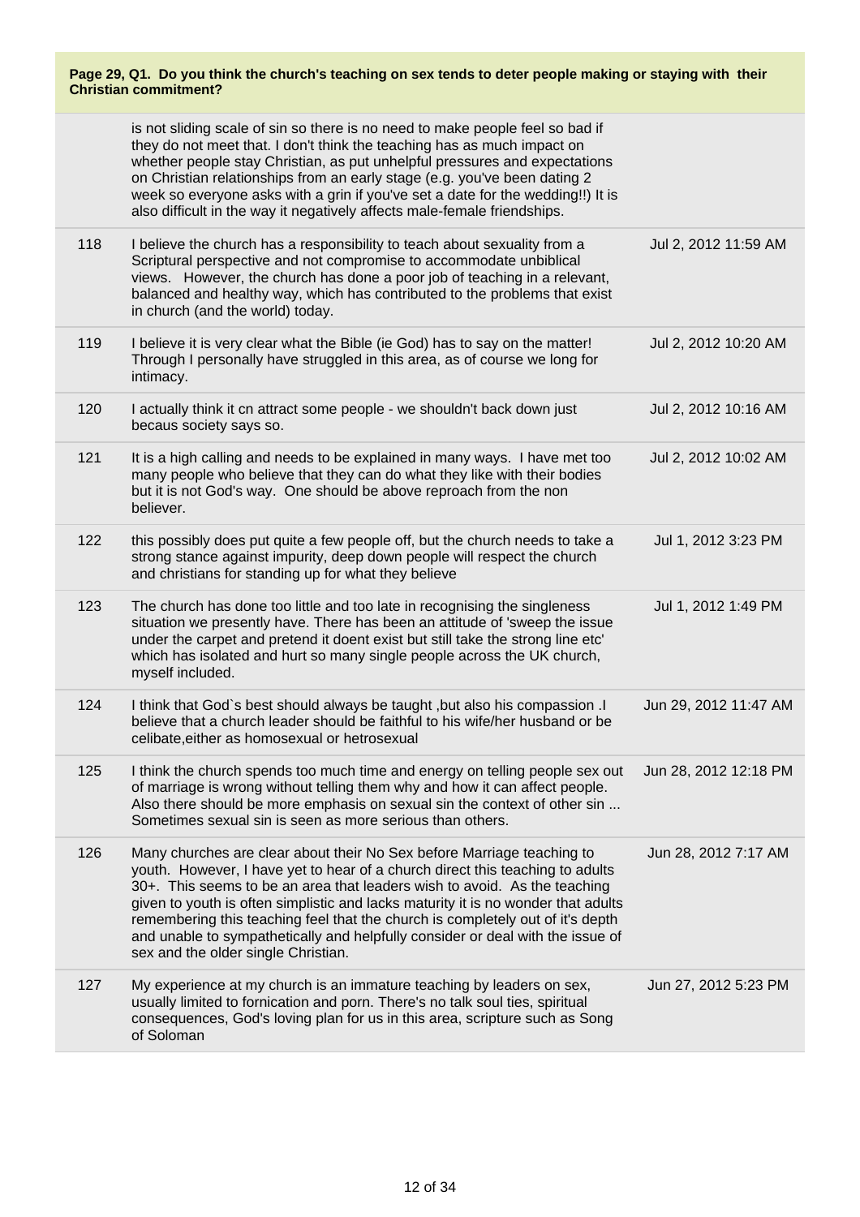**Page 29, Q1. Do you think the church's teaching on sex tends to deter people making or staying with their Christian commitment?**

| | | |
|---|---|---|
| | is not sliding scale of sin so there is no need to make people feel so bad if they do not meet that. I don't think the teaching has as much impact on whether people stay Christian, as put unhelpful pressures and expectations on Christian relationships from an early stage (e.g. you've been dating 2 week so everyone asks with a grin if you've set a date for the wedding!!) It is also difficult in the way it negatively affects male-female friendships. | |
| 118 | I believe the church has a responsibility to teach about sexuality from a Scriptural perspective and not compromise to accommodate unbiblical views. However, the church has done a poor job of teaching in a relevant, balanced and healthy way, which has contributed to the problems that exist in church (and the world) today. | Jul 2, 2012 11:59 AM |
| 119 | I believe it is very clear what the Bible (ie God) has to say on the matter! Through I personally have struggled in this area, as of course we long for intimacy. | Jul 2, 2012 10:20 AM |
| 120 | I actually think it cn attract some people - we shouldn't back down just becaus society says so. | Jul 2, 2012 10:16 AM |
| 121 | It is a high calling and needs to be explained in many ways. I have met too many people who believe that they can do what they like with their bodies but it is not God's way. One should be above reproach from the non believer. | Jul 2, 2012 10:02 AM |
| 122 | this possibly does put quite a few people off, but the church needs to take a strong stance against impurity, deep down people will respect the church and christians for standing up for what they believe | Jul 1, 2012 3:23 PM |
| 123 | The church has done too little and too late in recognising the singleness situation we presently have. There has been an attitude of 'sweep the issue under the carpet and pretend it doent exist but still take the strong line etc' which has isolated and hurt so many single people across the UK church, myself included. | Jul 1, 2012 1:49 PM |
| 124 | I think that God`s best should always be taught ,but also his compassion .I believe that a church leader should be faithful to his wife/her husband or be celibate,either as homosexual or hetrosexual | Jun 29, 2012 11:47 AM |
| 125 | I think the church spends too much time and energy on telling people sex out of marriage is wrong without telling them why and how it can affect people. Also there should be more emphasis on sexual sin the context of other sin ... Sometimes sexual sin is seen as more serious than others. | Jun 28, 2012 12:18 PM |
| 126 | Many churches are clear about their No Sex before Marriage teaching to youth. However, I have yet to hear of a church direct this teaching to adults 30+. This seems to be an area that leaders wish to avoid. As the teaching given to youth is often simplistic and lacks maturity it is no wonder that adults remembering this teaching feel that the church is completely out of it's depth and unable to sympathetically and helpfully consider or deal with the issue of sex and the older single Christian. | Jun 28, 2012 7:17 AM |
| 127 | My experience at my church is an immature teaching by leaders on sex, usually limited to fornication and porn. There's no talk soul ties, spiritual consequences, God's loving plan for us in this area, scripture such as Song of Soloman | Jun 27, 2012 5:23 PM |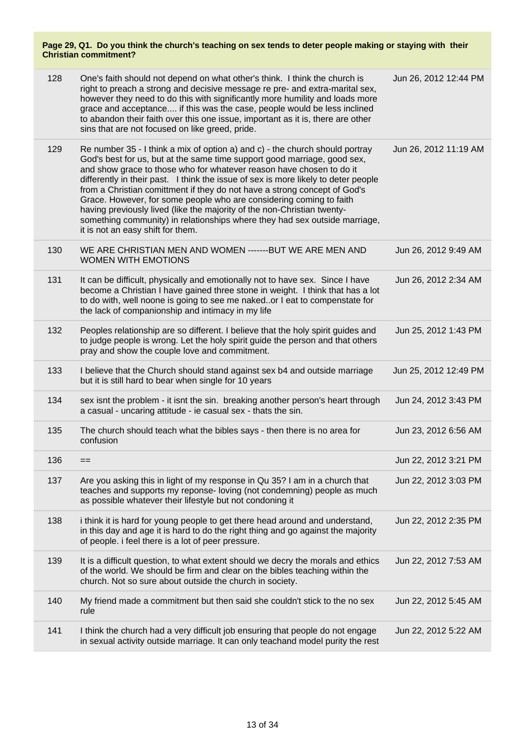**Page 29, Q1. Do you think the church's teaching on sex tends to deter people making or staying with their Christian commitment?**

| | | |
|---|---|---|
| 128 | One's faith should not depend on what other's think. I think the church is right to preach a strong and decisive message re pre- and extra-marital sex, however they need to do this with significantly more humility and loads more grace and acceptance.... if this was the case, people would be less inclined to abandon their faith over this one issue, important as it is, there are other sins that are not focused on like greed, pride. | Jun 26, 2012 12:44 PM |
| 129 | Re number 35 - I think a mix of option a) and c) - the church should portray God's best for us, but at the same time support good marriage, good sex, and show grace to those who for whatever reason have chosen to do it differently in their past. I think the issue of sex is more likely to deter people from a Christian comittment if they do not have a strong concept of God's Grace. However, for some people who are considering coming to faith having previously lived (like the majority of the non-Christian twenty-something community) in relationships where they had sex outside marriage, it is not an easy shift for them. | Jun 26, 2012 11:19 AM |
| 130 | WE ARE CHRISTIAN MEN AND WOMEN -------BUT WE ARE MEN AND WOMEN WITH EMOTIONS | Jun 26, 2012 9:49 AM |
| 131 | It can be difficult, physically and emotionally not to have sex. Since I have become a Christian I have gained three stone in weight. I think that has a lot to do with, well noone is going to see me naked..or I eat to compenstate for the lack of companionship and intimacy in my life | Jun 26, 2012 2:34 AM |
| 132 | Peoples relationship are so different. I believe that the holy spirit guides and to judge people is wrong. Let the holy spirit guide the person and that others pray and show the couple love and commitment. | Jun 25, 2012 1:43 PM |
| 133 | I believe that the Church should stand against sex b4 and outside marriage but it is still hard to bear when single for 10 years | Jun 25, 2012 12:49 PM |
| 134 | sex isnt the problem - it isnt the sin. breaking another person's heart through a casual - uncaring attitude - ie casual sex - thats the sin. | Jun 24, 2012 3:43 PM |
| 135 | The church should teach what the bibles says - then there is no area for confusion | Jun 23, 2012 6:56 AM |
| 136 | == | Jun 22, 2012 3:21 PM |
| 137 | Are you asking this in light of my response in Qu 35? I am in a church that teaches and supports my reponse- loving (not condemning) people as much as possible whatever their lifestyle but not condoning it | Jun 22, 2012 3:03 PM |
| 138 | i think it is hard for young people to get there head around and understand, in this day and age it is hard to do the right thing and go against the majority of people. i feel there is a lot of peer pressure. | Jun 22, 2012 2:35 PM |
| 139 | It is a difficult question, to what extent should we decry the morals and ethics of the world. We should be firm and clear on the bibles teaching within the church. Not so sure about outside the church in society. | Jun 22, 2012 7:53 AM |
| 140 | My friend made a commitment but then said she couldn't stick to the no sex rule | Jun 22, 2012 5:45 AM |
| 141 | I think the church had a very difficult job ensuring that people do not engage in sexual activity outside marriage. It can only teachand model purity the rest | Jun 22, 2012 5:22 AM |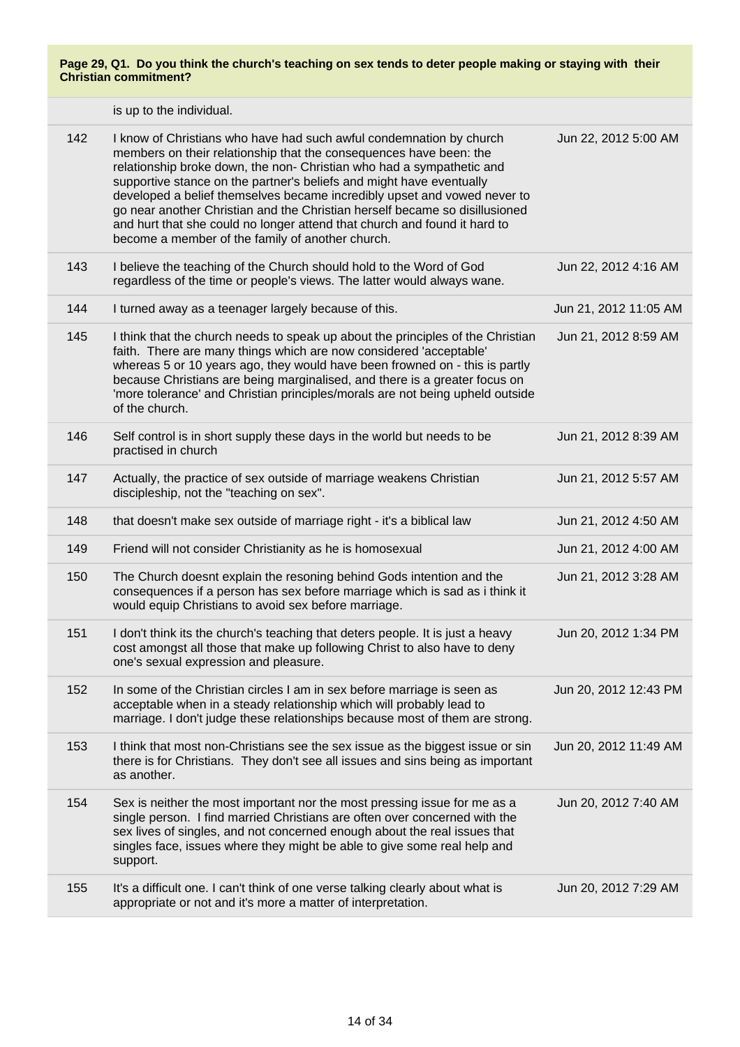**Page 29, Q1. Do you think the church's teaching on sex tends to deter people making or staying with their Christian commitment?**

| | | |
|---|---|---|
| | is up to the individual. | |
| 142 | I know of Christians who have had such awful condemnation by church members on their relationship that the consequences have been: the relationship broke down, the non- Christian who had a sympathetic and supportive stance on the partner's beliefs and might have eventually developed a belief themselves became incredibly upset and vowed never to go near another Christian and the Christian herself became so disillusioned and hurt that she could no longer attend that church and found it hard to become a member of the family of another church. | Jun 22, 2012 5:00 AM |
| 143 | I believe the teaching of the Church should hold to the Word of God regardless of the time or people's views. The latter would always wane. | Jun 22, 2012 4:16 AM |
| 144 | I turned away as a teenager largely because of this. | Jun 21, 2012 11:05 AM |
| 145 | I think that the church needs to speak up about the principles of the Christian faith. There are many things which are now considered 'acceptable' whereas 5 or 10 years ago, they would have been frowned on - this is partly because Christians are being marginalised, and there is a greater focus on 'more tolerance' and Christian principles/morals are not being upheld outside of the church. | Jun 21, 2012 8:59 AM |
| 146 | Self control is in short supply these days in the world but needs to be practised in church | Jun 21, 2012 8:39 AM |
| 147 | Actually, the practice of sex outside of marriage weakens Christian discipleship, not the "teaching on sex". | Jun 21, 2012 5:57 AM |
| 148 | that doesn't make sex outside of marriage right - it's a biblical law | Jun 21, 2012 4:50 AM |
| 149 | Friend will not consider Christianity as he is homosexual | Jun 21, 2012 4:00 AM |
| 150 | The Church doesnt explain the resoning behind Gods intention and the consequences if a person has sex before marriage which is sad as i think it would equip Christians to avoid sex before marriage. | Jun 21, 2012 3:28 AM |
| 151 | I don't think its the church's teaching that deters people. It is just a heavy cost amongst all those that make up following Christ to also have to deny one's sexual expression and pleasure. | Jun 20, 2012 1:34 PM |
| 152 | In some of the Christian circles I am in sex before marriage is seen as acceptable when in a steady relationship which will probably lead to marriage. I don't judge these relationships because most of them are strong. | Jun 20, 2012 12:43 PM |
| 153 | I think that most non-Christians see the sex issue as the biggest issue or sin there is for Christians. They don't see all issues and sins being as important as another. | Jun 20, 2012 11:49 AM |
| 154 | Sex is neither the most important nor the most pressing issue for me as a single person. I find married Christians are often over concerned with the sex lives of singles, and not concerned enough about the real issues that singles face, issues where they might be able to give some real help and support. | Jun 20, 2012 7:40 AM |
| 155 | It's a difficult one. I can't think of one verse talking clearly about what is appropriate or not and it's more a matter of interpretation. | Jun 20, 2012 7:29 AM |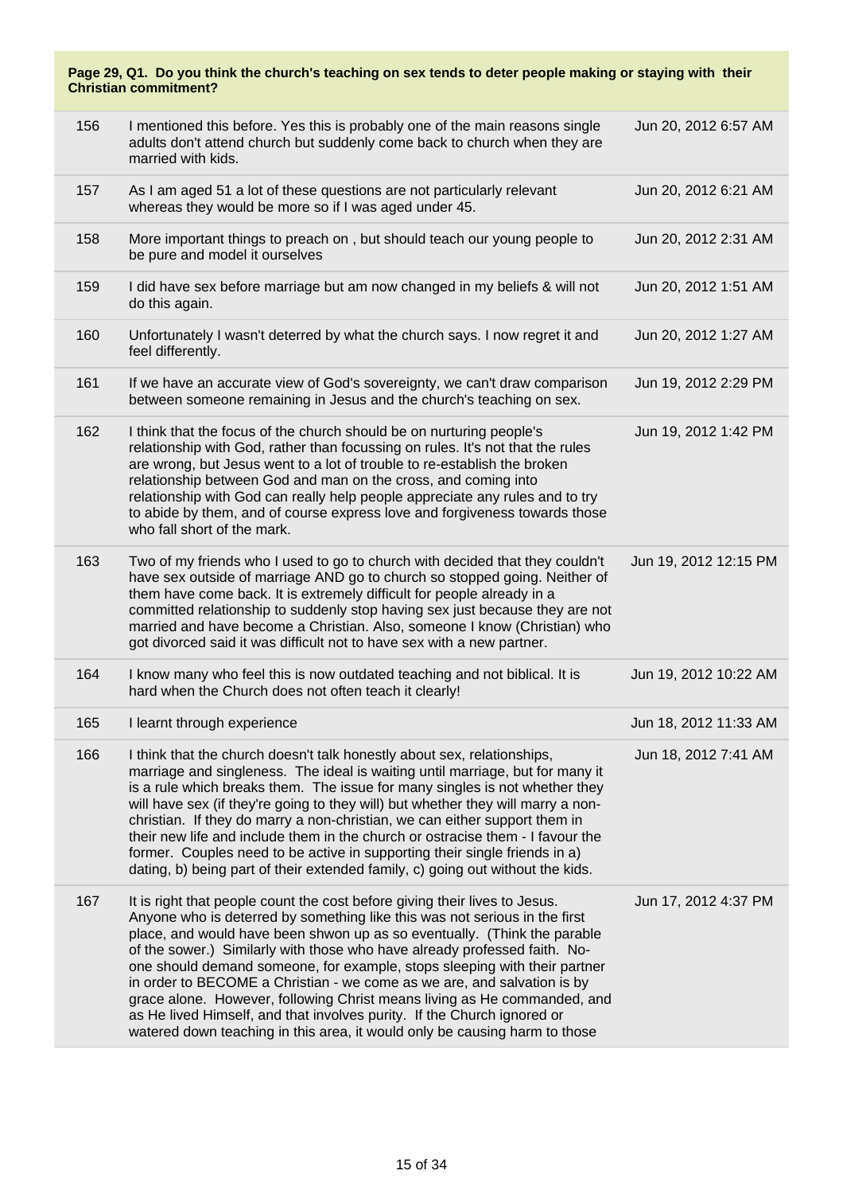**Page 29, Q1. Do you think the church's teaching on sex tends to deter people making or staying with their Christian commitment?**

| | | |
|---|---|---|
| 156 | I mentioned this before. Yes this is probably one of the main reasons single adults don't attend church but suddenly come back to church when they are married with kids. | Jun 20, 2012 6:57 AM |
| 157 | As I am aged 51 a lot of these questions are not particularly relevant whereas they would be more so if I was aged under 45. | Jun 20, 2012 6:21 AM |
| 158 | More important things to preach on , but should teach our young people to be pure and model it ourselves | Jun 20, 2012 2:31 AM |
| 159 | I did have sex before marriage but am now changed in my beliefs & will not do this again. | Jun 20, 2012 1:51 AM |
| 160 | Unfortunately I wasn't deterred by what the church says. I now regret it and feel differently. | Jun 20, 2012 1:27 AM |
| 161 | If we have an accurate view of God's sovereignty, we can't draw comparison between someone remaining in Jesus and the church's teaching on sex. | Jun 19, 2012 2:29 PM |
| 162 | I think that the focus of the church should be on nurturing people's relationship with God, rather than focussing on rules. It's not that the rules are wrong, but Jesus went to a lot of trouble to re-establish the broken relationship between God and man on the cross, and coming into relationship with God can really help people appreciate any rules and to try to abide by them, and of course express love and forgiveness towards those who fall short of the mark. | Jun 19, 2012 1:42 PM |
| 163 | Two of my friends who I used to go to church with decided that they couldn't have sex outside of marriage AND go to church so stopped going. Neither of them have come back. It is extremely difficult for people already in a committed relationship to suddenly stop having sex just because they are not married and have become a Christian. Also, someone I know (Christian) who got divorced said it was difficult not to have sex with a new partner. | Jun 19, 2012 12:15 PM |
| 164 | I know many who feel this is now outdated teaching and not biblical. It is hard when the Church does not often teach it clearly! | Jun 19, 2012 10:22 AM |
| 165 | I learnt through experience | Jun 18, 2012 11:33 AM |
| 166 | I think that the church doesn't talk honestly about sex, relationships, marriage and singleness. The ideal is waiting until marriage, but for many it is a rule which breaks them. The issue for many singles is not whether they will have sex (if they're going to they will) but whether they will marry a non-christian. If they do marry a non-christian, we can either support them in their new life and include them in the church or ostracise them - I favour the former. Couples need to be active in supporting their single friends in a) dating, b) being part of their extended family, c) going out without the kids. | Jun 18, 2012 7:41 AM |
| 167 | It is right that people count the cost before giving their lives to Jesus. Anyone who is deterred by something like this was not serious in the first place, and would have been shwon up as so eventually. (Think the parable of the sower.) Similarly with those who have already professed faith. No-one should demand someone, for example, stops sleeping with their partner in order to BECOME a Christian - we come as we are, and salvation is by grace alone. However, following Christ means living as He commanded, and as He lived Himself, and that involves purity. If the Church ignored or watered down teaching in this area, it would only be causing harm to those | Jun 17, 2012 4:37 PM |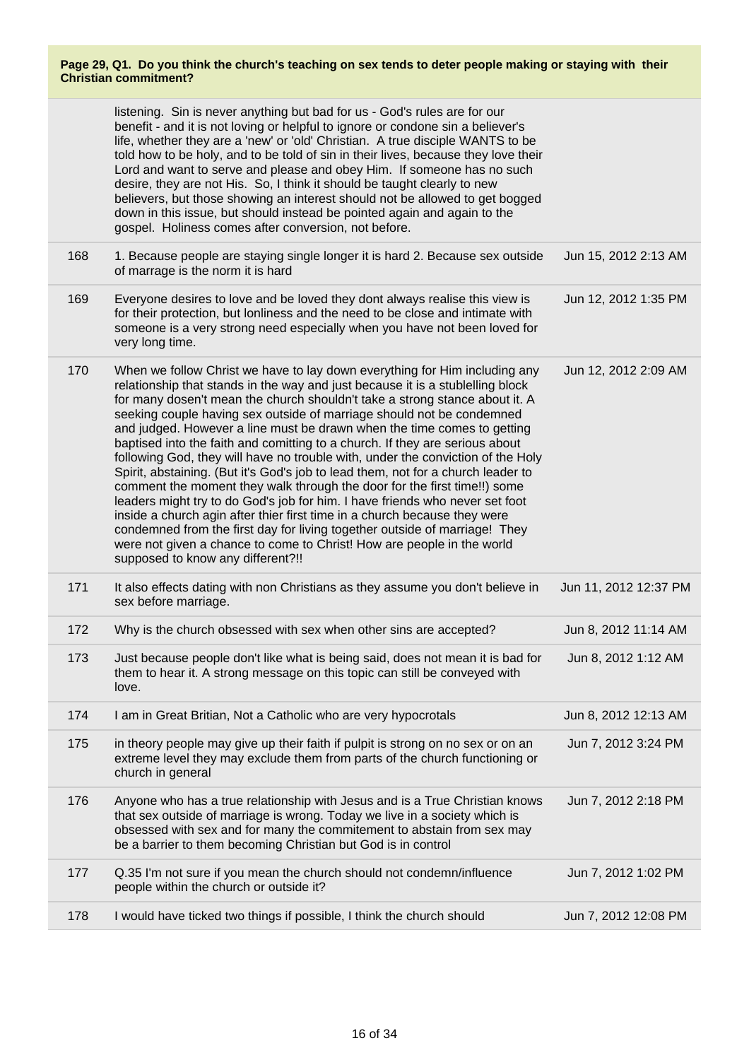**Page 29, Q1. Do you think the church's teaching on sex tends to deter people making or staying with their Christian commitment?**

| | | |
|---|---|---|
| | listening. Sin is never anything but bad for us - God's rules are for our benefit - and it is not loving or helpful to ignore or condone sin a believer's life, whether they are a 'new' or 'old' Christian. A true disciple WANTS to be told how to be holy, and to be told of sin in their lives, because they love their Lord and want to serve and please and obey Him. If someone has no such desire, they are not His. So, I think it should be taught clearly to new believers, but those showing an interest should not be allowed to get bogged down in this issue, but should instead be pointed again and again to the gospel. Holiness comes after conversion, not before. | |
| 168 | 1. Because people are staying single longer it is hard 2. Because sex outside of marrage is the norm it is hard | Jun 15, 2012 2:13 AM |
| 169 | Everyone desires to love and be loved they dont always realise this view is for their protection, but lonliness and the need to be close and intimate with someone is a very strong need especially when you have not been loved for very long time. | Jun 12, 2012 1:35 PM |
| 170 | When we follow Christ we have to lay down everything for Him including any relationship that stands in the way and just because it is a stublelling block for many dosen't mean the church shouldn't take a strong stance about it. A seeking couple having sex outside of marriage should not be condemned and judged. However a line must be drawn when the time comes to getting baptised into the faith and comitting to a church. If they are serious about following God, they will have no trouble with, under the conviction of the Holy Spirit, abstaining. (But it's God's job to lead them, not for a church leader to comment the moment they walk through the door for the first time!!) some leaders might try to do God's job for him. I have friends who never set foot inside a church agin after thier first time in a church because they were condemned from the first day for living together outside of marriage! They were not given a chance to come to Christ! How are people in the world supposed to know any different?!! | Jun 12, 2012 2:09 AM |
| 171 | It also effects dating with non Christians as they assume you don't believe in sex before marriage. | Jun 11, 2012 12:37 PM |
| 172 | Why is the church obsessed with sex when other sins are accepted? | Jun 8, 2012 11:14 AM |
| 173 | Just because people don't like what is being said, does not mean it is bad for them to hear it. A strong message on this topic can still be conveyed with love. | Jun 8, 2012 1:12 AM |
| 174 | I am in Great Britian, Not a Catholic who are very hypocrotals | Jun 8, 2012 12:13 AM |
| 175 | in theory people may give up their faith if pulpit is strong on no sex or on an extreme level they may exclude them from parts of the church functioning or church in general | Jun 7, 2012 3:24 PM |
| 176 | Anyone who has a true relationship with Jesus and is a True Christian knows that sex outside of marriage is wrong. Today we live in a society which is obsessed with sex and for many the commitement to abstain from sex may be a barrier to them becoming Christian but God is in control | Jun 7, 2012 2:18 PM |
| 177 | Q.35 I'm not sure if you mean the church should not condemn/influence people within the church or outside it? | Jun 7, 2012 1:02 PM |
| 178 | I would have ticked two things if possible, I think the church should | Jun 7, 2012 12:08 PM |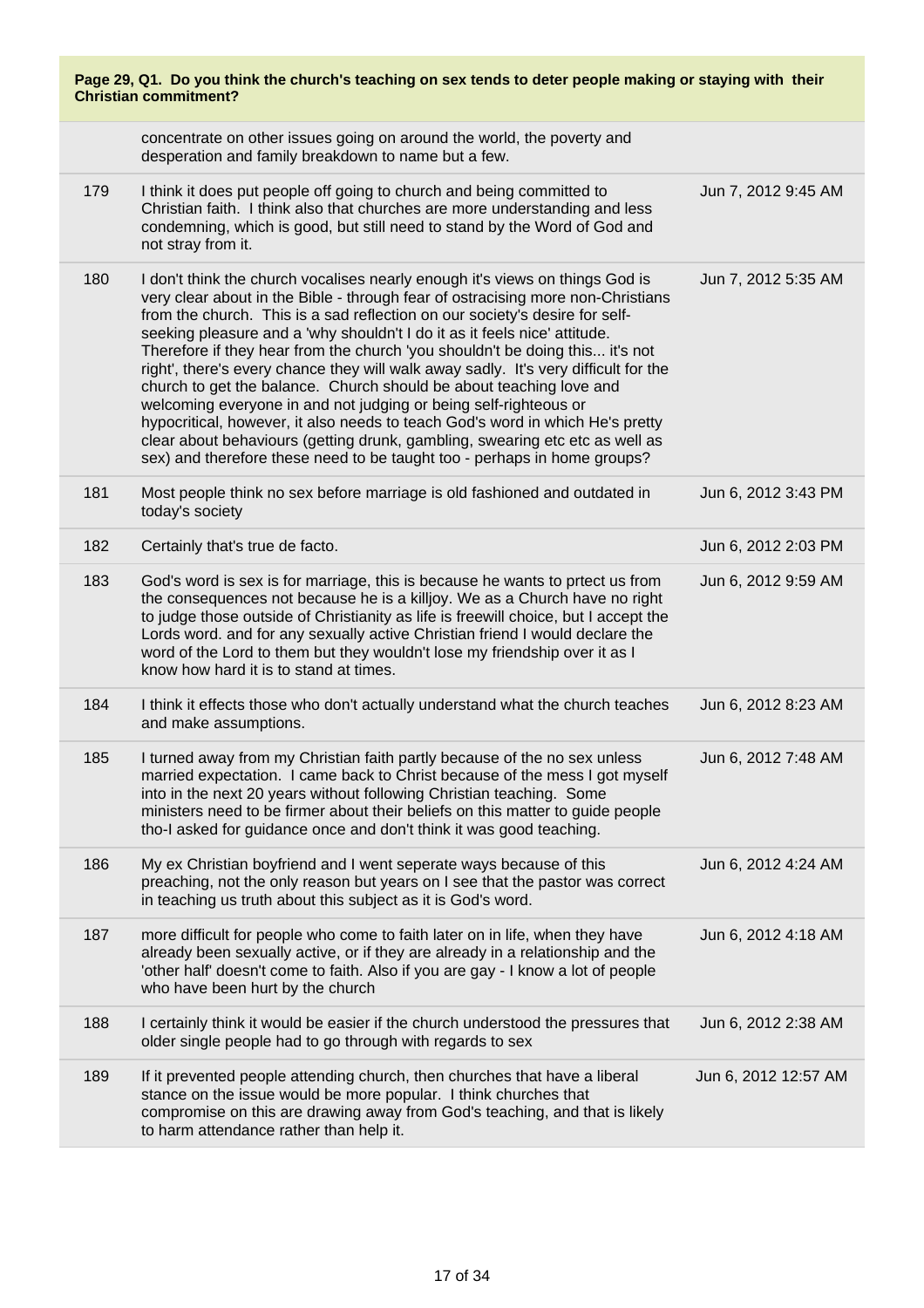**Page 29, Q1. Do you think the church's teaching on sex tends to deter people making or staying with their Christian commitment?**

| | | |
|---|---|---|
| | concentrate on other issues going on around the world, the poverty and desperation and family breakdown to name but a few. | |
| 179 | I think it does put people off going to church and being committed to Christian faith. I think also that churches are more understanding and less condemning, which is good, but still need to stand by the Word of God and not stray from it. | Jun 7, 2012 9:45 AM |
| 180 | I don't think the church vocalises nearly enough it's views on things God is very clear about in the Bible - through fear of ostracising more non-Christians from the church. This is a sad reflection on our society's desire for self-seeking pleasure and a 'why shouldn't I do it as it feels nice' attitude. Therefore if they hear from the church 'you shouldn't be doing this... it's not right', there's every chance they will walk away sadly. It's very difficult for the church to get the balance. Church should be about teaching love and welcoming everyone in and not judging or being self-righteous or hypocritical, however, it also needs to teach God's word in which He's pretty clear about behaviours (getting drunk, gambling, swearing etc etc as well as sex) and therefore these need to be taught too - perhaps in home groups? | Jun 7, 2012 5:35 AM |
| 181 | Most people think no sex before marriage is old fashioned and outdated in today's society | Jun 6, 2012 3:43 PM |
| 182 | Certainly that's true de facto. | Jun 6, 2012 2:03 PM |
| 183 | God's word is sex is for marriage, this is because he wants to prtect us from the consequences not because he is a killjoy. We as a Church have no right to judge those outside of Christianity as life is freewill choice, but I accept the Lords word. and for any sexually active Christian friend I would declare the word of the Lord to them but they wouldn't lose my friendship over it as I know how hard it is to stand at times. | Jun 6, 2012 9:59 AM |
| 184 | I think it effects those who don't actually understand what the church teaches and make assumptions. | Jun 6, 2012 8:23 AM |
| 185 | I turned away from my Christian faith partly because of the no sex unless married expectation. I came back to Christ because of the mess I got myself into in the next 20 years without following Christian teaching. Some ministers need to be firmer about their beliefs on this matter to guide people tho-I asked for guidance once and don't think it was good teaching. | Jun 6, 2012 7:48 AM |
| 186 | My ex Christian boyfriend and I went seperate ways because of this preaching, not the only reason but years on I see that the pastor was correct in teaching us truth about this subject as it is God's word. | Jun 6, 2012 4:24 AM |
| 187 | more difficult for people who come to faith later on in life, when they have already been sexually active, or if they are already in a relationship and the 'other half' doesn't come to faith. Also if you are gay - I know a lot of people who have been hurt by the church | Jun 6, 2012 4:18 AM |
| 188 | I certainly think it would be easier if the church understood the pressures that older single people had to go through with regards to sex | Jun 6, 2012 2:38 AM |
| 189 | If it prevented people attending church, then churches that have a liberal stance on the issue would be more popular. I think churches that compromise on this are drawing away from God's teaching, and that is likely to harm attendance rather than help it. | Jun 6, 2012 12:57 AM |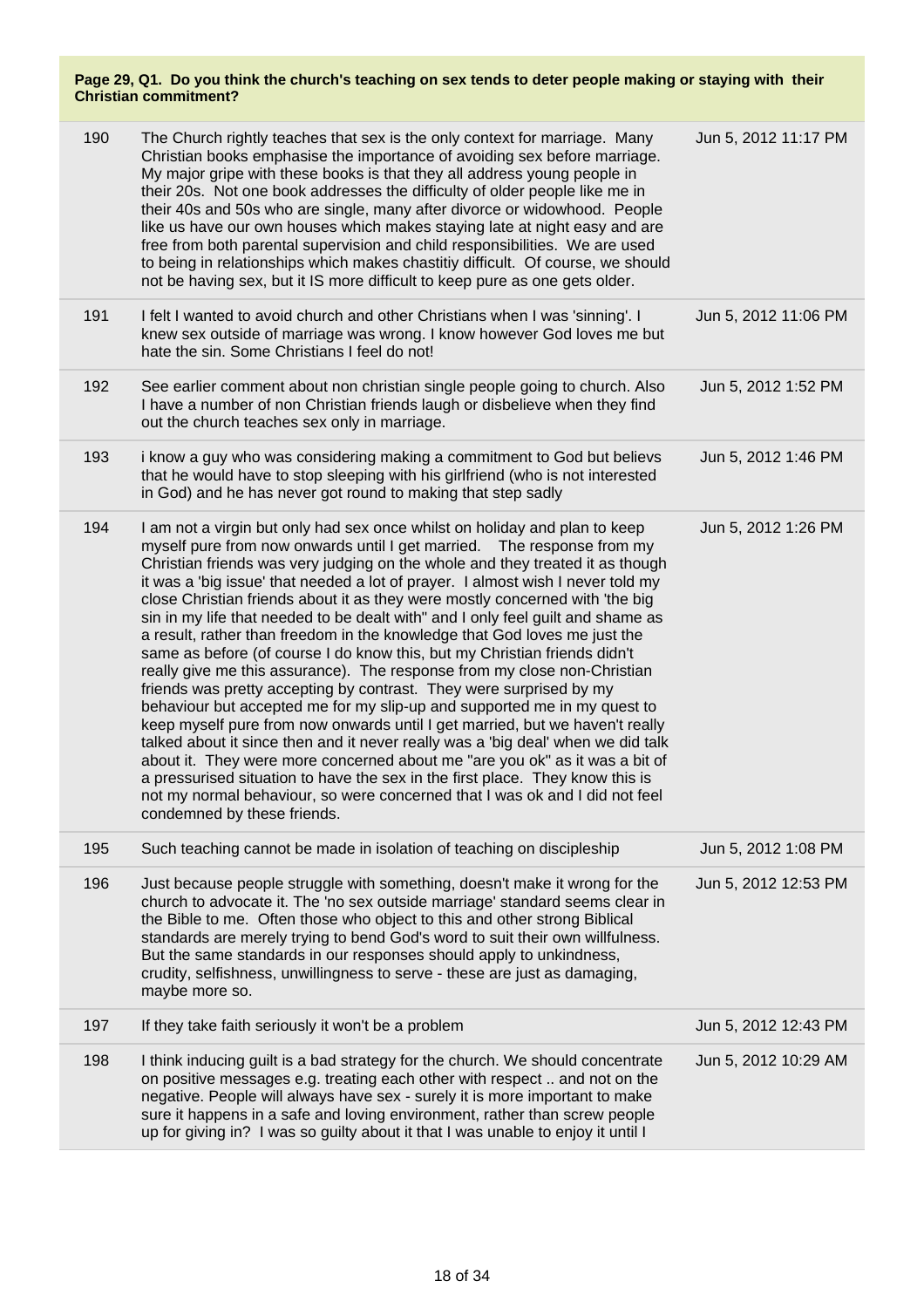**Page 29, Q1. Do you think the church's teaching on sex tends to deter people making or staying with their Christian commitment?**

| | | |
|---|---|---|
| 190 | The Church rightly teaches that sex is the only context for marriage. Many Christian books emphasise the importance of avoiding sex before marriage. My major gripe with these books is that they all address young people in their 20s. Not one book addresses the difficulty of older people like me in their 40s and 50s who are single, many after divorce or widowhood. People like us have our own houses which makes staying late at night easy and are free from both parental supervision and child responsibilities. We are used to being in relationships which makes chastitiy difficult. Of course, we should not be having sex, but it IS more difficult to keep pure as one gets older. | Jun 5, 2012 11:17 PM |
| 191 | I felt I wanted to avoid church and other Christians when I was 'sinning'. I knew sex outside of marriage was wrong. I know however God loves me but hate the sin. Some Christians I feel do not! | Jun 5, 2012 11:06 PM |
| 192 | See earlier comment about non christian single people going to church. Also I have a number of non Christian friends laugh or disbelieve when they find out the church teaches sex only in marriage. | Jun 5, 2012 1:52 PM |
| 193 | i know a guy who was considering making a commitment to God but believs that he would have to stop sleeping with his girlfriend (who is not interested in God) and he has never got round to making that step sadly | Jun 5, 2012 1:46 PM |
| 194 | I am not a virgin but only had sex once whilst on holiday and plan to keep myself pure from now onwards until I get married. The response from my Christian friends was very judging on the whole and they treated it as though it was a 'big issue' that needed a lot of prayer. I almost wish I never told my close Christian friends about it as they were mostly concerned with 'the big sin in my life that needed to be dealt with" and I only feel guilt and shame as a result, rather than freedom in the knowledge that God loves me just the same as before (of course I do know this, but my Christian friends didn't really give me this assurance). The response from my close non-Christian friends was pretty accepting by contrast. They were surprised by my behaviour but accepted me for my slip-up and supported me in my quest to keep myself pure from now onwards until I get married, but we haven't really talked about it since then and it never really was a 'big deal' when we did talk about it. They were more concerned about me "are you ok" as it was a bit of a pressurised situation to have the sex in the first place. They know this is not my normal behaviour, so were concerned that I was ok and I did not feel condemned by these friends. | Jun 5, 2012 1:26 PM |
| 195 | Such teaching cannot be made in isolation of teaching on discipleship | Jun 5, 2012 1:08 PM |
| 196 | Just because people struggle with something, doesn't make it wrong for the church to advocate it. The 'no sex outside marriage' standard seems clear in the Bible to me. Often those who object to this and other strong Biblical standards are merely trying to bend God's word to suit their own willfulness. But the same standards in our responses should apply to unkindness, crudity, selfishness, unwillingness to serve - these are just as damaging, maybe more so. | Jun 5, 2012 12:53 PM |
| 197 | If they take faith seriously it won't be a problem | Jun 5, 2012 12:43 PM |
| 198 | I think inducing guilt is a bad strategy for the church. We should concentrate on positive messages e.g. treating each other with respect .. and not on the negative. People will always have sex - surely it is more important to make sure it happens in a safe and loving environment, rather than screw people up for giving in? I was so guilty about it that I was unable to enjoy it until I | Jun 5, 2012 10:29 AM |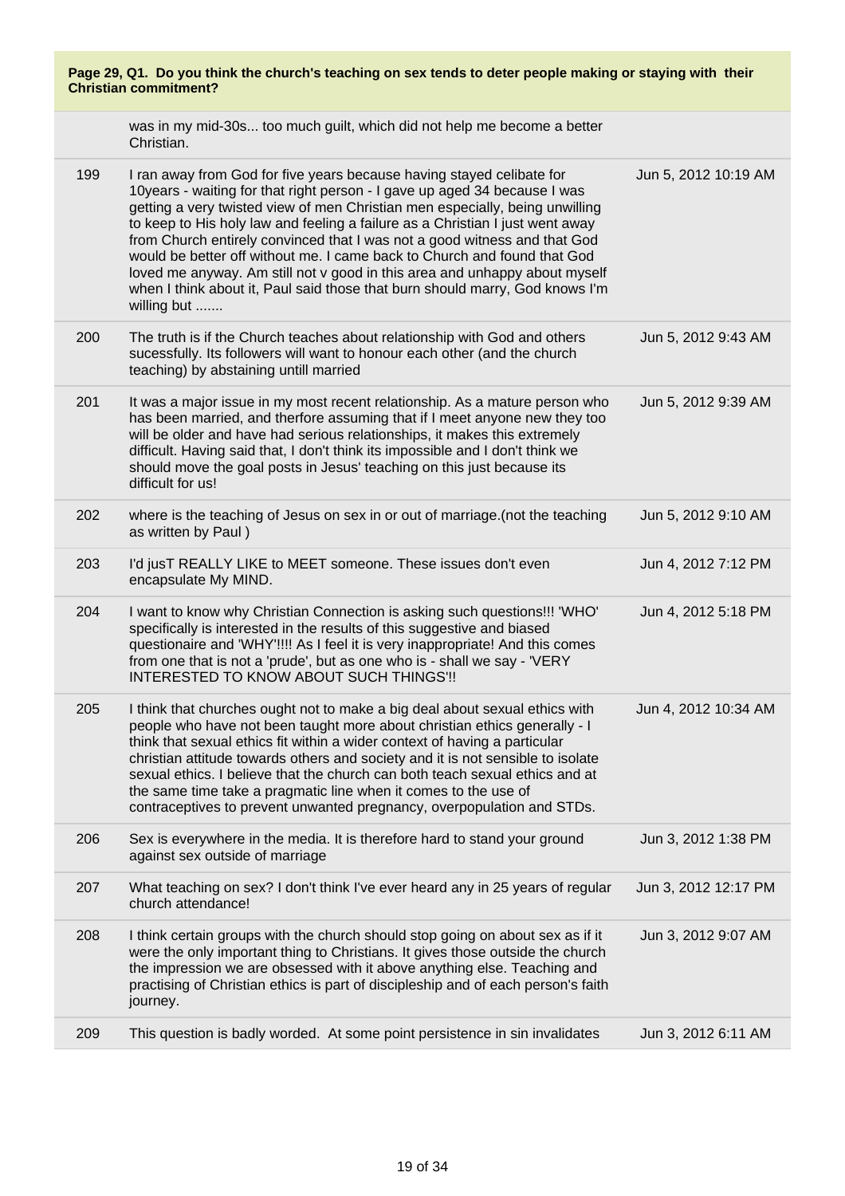**Page 29, Q1. Do you think the church's teaching on sex tends to deter people making or staying with their Christian commitment?**

| | | |
|---|---|---|
| | was in my mid-30s... too much guilt, which did not help me become a better Christian. | |
| 199 | I ran away from God for five years because having stayed celibate for 10years - waiting for that right person - I gave up aged 34 because I was getting a very twisted view of men Christian men especially, being unwilling to keep to His holy law and feeling a failure as a Christian I just went away from Church entirely convinced that I was not a good witness and that God would be better off without me. I came back to Church and found that God loved me anyway. Am still not v good in this area and unhappy about myself when I think about it, Paul said those that burn should marry, God knows I'm willing but ....... | Jun 5, 2012 10:19 AM |
| 200 | The truth is if the Church teaches about relationship with God and others sucessfully. Its followers will want to honour each other (and the church teaching) by abstaining untill married | Jun 5, 2012 9:43 AM |
| 201 | It was a major issue in my most recent relationship. As a mature person who has been married, and therfore assuming that if I meet anyone new they too will be older and have had serious relationships, it makes this extremely difficult. Having said that, I don't think its impossible and I don't think we should move the goal posts in Jesus' teaching on this just because its difficult for us! | Jun 5, 2012 9:39 AM |
| 202 | where is the teaching of Jesus on sex in or out of marriage.(not the teaching as written by Paul ) | Jun 5, 2012 9:10 AM |
| 203 | I'd jusT REALLY LIKE to MEET someone. These issues don't even encapsulate My MIND. | Jun 4, 2012 7:12 PM |
| 204 | I want to know why Christian Connection is asking such questions!!! 'WHO' specifically is interested in the results of this suggestive and biased questionaire and 'WHY'!!!! As I feel it is very inappropriate! And this comes from one that is not a 'prude', but as one who is - shall we say - 'VERY INTERESTED TO KNOW ABOUT SUCH THINGS'!! | Jun 4, 2012 5:18 PM |
| 205 | I think that churches ought not to make a big deal about sexual ethics with people who have not been taught more about christian ethics generally - I think that sexual ethics fit within a wider context of having a particular christian attitude towards others and society and it is not sensible to isolate sexual ethics. I believe that the church can both teach sexual ethics and at the same time take a pragmatic line when it comes to the use of contraceptives to prevent unwanted pregnancy, overpopulation and STDs. | Jun 4, 2012 10:34 AM |
| 206 | Sex is everywhere in the media. It is therefore hard to stand your ground against sex outside of marriage | Jun 3, 2012 1:38 PM |
| 207 | What teaching on sex? I don't think I've ever heard any in 25 years of regular church attendance! | Jun 3, 2012 12:17 PM |
| 208 | I think certain groups with the church should stop going on about sex as if it were the only important thing to Christians. It gives those outside the church the impression we are obsessed with it above anything else. Teaching and practising of Christian ethics is part of discipleship and of each person's faith journey. | Jun 3, 2012 9:07 AM |
| 209 | This question is badly worded. At some point persistence in sin invalidates | Jun 3, 2012 6:11 AM |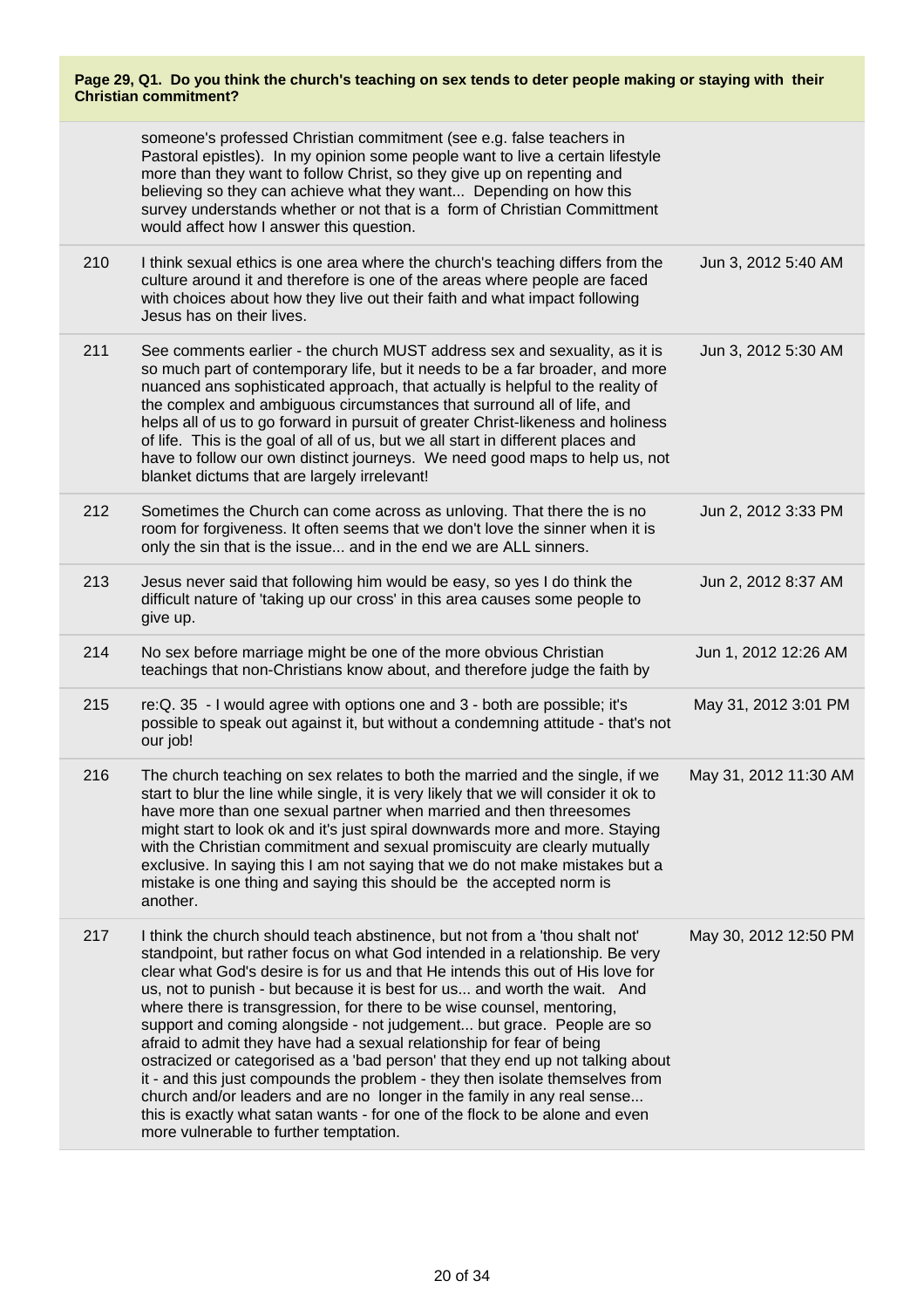**Page 29, Q1. Do you think the church's teaching on sex tends to deter people making or staying with their Christian commitment?**

| | | |
|---|---|---|
| | someone's professed Christian commitment (see e.g. false teachers in Pastoral epistles). In my opinion some people want to live a certain lifestyle more than they want to follow Christ, so they give up on repenting and believing so they can achieve what they want... Depending on how this survey understands whether or not that is a form of Christian Committment would affect how I answer this question. | |
| 210 | I think sexual ethics is one area where the church's teaching differs from the culture around it and therefore is one of the areas where people are faced with choices about how they live out their faith and what impact following Jesus has on their lives. | Jun 3, 2012 5:40 AM |
| 211 | See comments earlier - the church MUST address sex and sexuality, as it is so much part of contemporary life, but it needs to be a far broader, and more nuanced ans sophisticated approach, that actually is helpful to the reality of the complex and ambiguous circumstances that surround all of life, and helps all of us to go forward in pursuit of greater Christ-likeness and holiness of life. This is the goal of all of us, but we all start in different places and have to follow our own distinct journeys. We need good maps to help us, not blanket dictums that are largely irrelevant! | Jun 3, 2012 5:30 AM |
| 212 | Sometimes the Church can come across as unloving. That there the is no room for forgiveness. It often seems that we don't love the sinner when it is only the sin that is the issue... and in the end we are ALL sinners. | Jun 2, 2012 3:33 PM |
| 213 | Jesus never said that following him would be easy, so yes I do think the difficult nature of 'taking up our cross' in this area causes some people to give up. | Jun 2, 2012 8:37 AM |
| 214 | No sex before marriage might be one of the more obvious Christian teachings that non-Christians know about, and therefore judge the faith by | Jun 1, 2012 12:26 AM |
| 215 | re:Q. 35 - I would agree with options one and 3 - both are possible; it's possible to speak out against it, but without a condemning attitude - that's not our job! | May 31, 2012 3:01 PM |
| 216 | The church teaching on sex relates to both the married and the single, if we start to blur the line while single, it is very likely that we will consider it ok to have more than one sexual partner when married and then threesomes might start to look ok and it's just spiral downwards more and more. Staying with the Christian commitment and sexual promiscuity are clearly mutually exclusive. In saying this I am not saying that we do not make mistakes but a mistake is one thing and saying this should be the accepted norm is another. | May 31, 2012 11:30 AM |
| 217 | I think the church should teach abstinence, but not from a 'thou shalt not' standpoint, but rather focus on what God intended in a relationship. Be very clear what God's desire is for us and that He intends this out of His love for us, not to punish - but because it is best for us... and worth the wait. And where there is transgression, for there to be wise counsel, mentoring, support and coming alongside - not judgement... but grace. People are so afraid to admit they have had a sexual relationship for fear of being ostracized or categorised as a 'bad person' that they end up not talking about it - and this just compounds the problem - they then isolate themselves from church and/or leaders and are no longer in the family in any real sense... this is exactly what satan wants - for one of the flock to be alone and even more vulnerable to further temptation. | May 30, 2012 12:50 PM |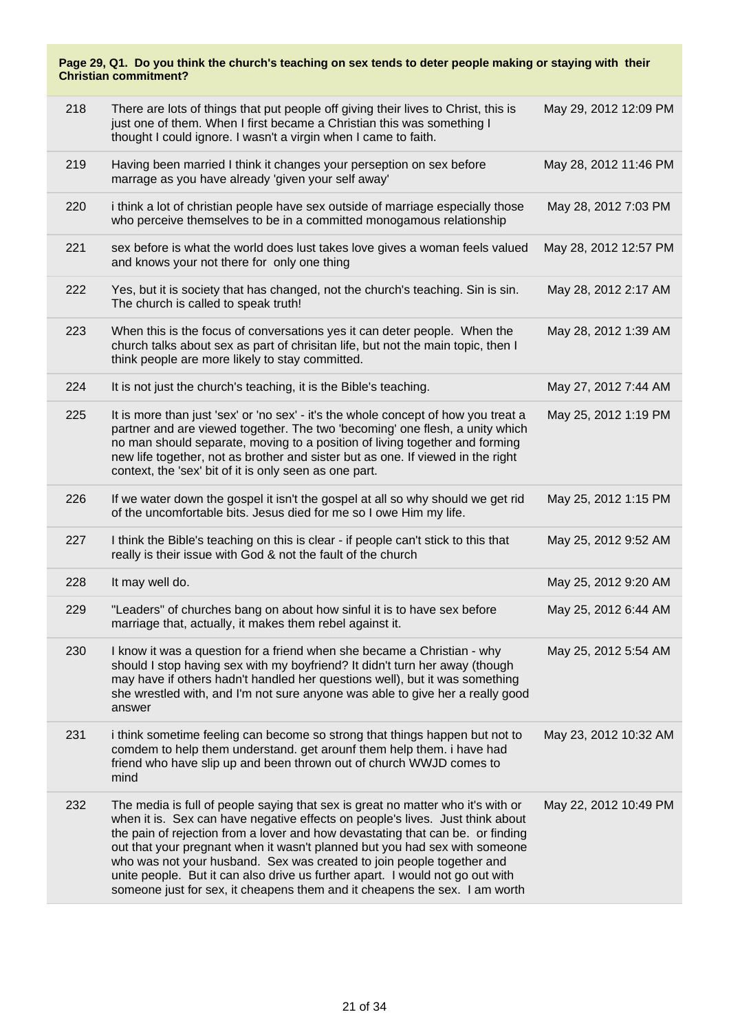**Page 29, Q1. Do you think the church's teaching on sex tends to deter people making or staying with their Christian commitment?**

| | | |
|---|---|---|
| 218 | There are lots of things that put people off giving their lives to Christ, this is just one of them. When I first became a Christian this was something I thought I could ignore. I wasn't a virgin when I came to faith. | May 29, 2012 12:09 PM |
| 219 | Having been married I think it changes your perseption on sex before marrage as you have already 'given your self away' | May 28, 2012 11:46 PM |
| 220 | i think a lot of christian people have sex outside of marriage especially those who perceive themselves to be in a committed monogamous relationship | May 28, 2012 7:03 PM |
| 221 | sex before is what the world does lust takes love gives a woman feels valued and knows your not there for only one thing | May 28, 2012 12:57 PM |
| 222 | Yes, but it is society that has changed, not the church's teaching. Sin is sin. The church is called to speak truth! | May 28, 2012 2:17 AM |
| 223 | When this is the focus of conversations yes it can deter people. When the church talks about sex as part of chrisitan life, but not the main topic, then I think people are more likely to stay committed. | May 28, 2012 1:39 AM |
| 224 | It is not just the church's teaching, it is the Bible's teaching. | May 27, 2012 7:44 AM |
| 225 | It is more than just 'sex' or 'no sex' - it's the whole concept of how you treat a partner and are viewed together. The two 'becoming' one flesh, a unity which no man should separate, moving to a position of living together and forming new life together, not as brother and sister but as one. If viewed in the right context, the 'sex' bit of it is only seen as one part. | May 25, 2012 1:19 PM |
| 226 | If we water down the gospel it isn't the gospel at all so why should we get rid of the uncomfortable bits. Jesus died for me so I owe Him my life. | May 25, 2012 1:15 PM |
| 227 | I think the Bible's teaching on this is clear - if people can't stick to this that really is their issue with God & not the fault of the church | May 25, 2012 9:52 AM |
| 228 | It may well do. | May 25, 2012 9:20 AM |
| 229 | "Leaders" of churches bang on about how sinful it is to have sex before marriage that, actually, it makes them rebel against it. | May 25, 2012 6:44 AM |
| 230 | I know it was a question for a friend when she became a Christian - why should I stop having sex with my boyfriend? It didn't turn her away (though may have if others hadn't handled her questions well), but it was something she wrestled with, and I'm not sure anyone was able to give her a really good answer | May 25, 2012 5:54 AM |
| 231 | i think sometime feeling can become so strong that things happen but not to comdem to help them understand. get arounf them help them. i have had friend who have slip up and been thrown out of church WWJD comes to mind | May 23, 2012 10:32 AM |
| 232 | The media is full of people saying that sex is great no matter who it's with or when it is. Sex can have negative effects on people's lives. Just think about the pain of rejection from a lover and how devastating that can be. or finding out that your pregnant when it wasn't planned but you had sex with someone who was not your husband. Sex was created to join people together and unite people. But it can also drive us further apart. I would not go out with someone just for sex, it cheapens them and it cheapens the sex. I am worth | May 22, 2012 10:49 PM |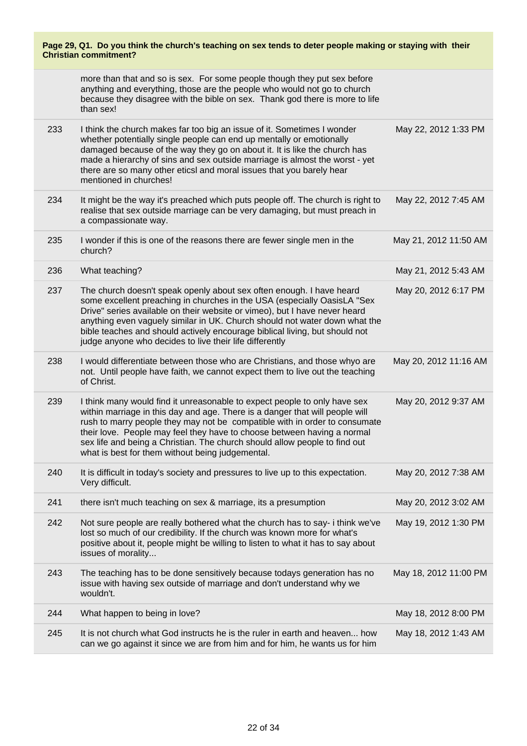**Page 29, Q1. Do you think the church's teaching on sex tends to deter people making or staying with their Christian commitment?**

| | | |
|---|---|---|
| | more than that and so is sex. For some people though they put sex before anything and everything, those are the people who would not go to church because they disagree with the bible on sex. Thank god there is more to life than sex! | |
| 233 | I think the church makes far too big an issue of it. Sometimes I wonder whether potentially single people can end up mentally or emotionally damaged because of the way they go on about it. It is like the church has made a hierarchy of sins and sex outside marriage is almost the worst - yet there are so many other eticsl and moral issues that you barely hear mentioned in churches! | May 22, 2012 1:33 PM |
| 234 | It might be the way it's preached which puts people off. The church is right to realise that sex outside marriage can be very damaging, but must preach in a compassionate way. | May 22, 2012 7:45 AM |
| 235 | I wonder if this is one of the reasons there are fewer single men in the church? | May 21, 2012 11:50 AM |
| 236 | What teaching? | May 21, 2012 5:43 AM |
| 237 | The church doesn't speak openly about sex often enough. I have heard some excellent preaching in churches in the USA (especially OasisLA "Sex Drive" series available on their website or vimeo), but I have never heard anything even vaguely similar in UK. Church should not water down what the bible teaches and should actively encourage biblical living, but should not judge anyone who decides to live their life differently | May 20, 2012 6:17 PM |
| 238 | I would differentiate between those who are Christians, and those whyo are not. Until people have faith, we cannot expect them to live out the teaching of Christ. | May 20, 2012 11:16 AM |
| 239 | I think many would find it unreasonable to expect people to only have sex within marriage in this day and age. There is a danger that will people will rush to marry people they may not be compatible with in order to consumate their love. People may feel they have to choose between having a normal sex life and being a Christian. The church should allow people to find out what is best for them without being judgemental. | May 20, 2012 9:37 AM |
| 240 | It is difficult in today's society and pressures to live up to this expectation. Very difficult. | May 20, 2012 7:38 AM |
| 241 | there isn't much teaching on sex & marriage, its a presumption | May 20, 2012 3:02 AM |
| 242 | Not sure people are really bothered what the church has to say- i think we've lost so much of our credibility. If the church was known more for what's positive about it, people might be willing to listen to what it has to say about issues of morality... | May 19, 2012 1:30 PM |
| 243 | The teaching has to be done sensitively because todays generation has no issue with having sex outside of marriage and don't understand why we wouldn't. | May 18, 2012 11:00 PM |
| 244 | What happen to being in love? | May 18, 2012 8:00 PM |
| 245 | It is not church what God instructs he is the ruler in earth and heaven... how can we go against it since we are from him and for him, he wants us for him | May 18, 2012 1:43 AM |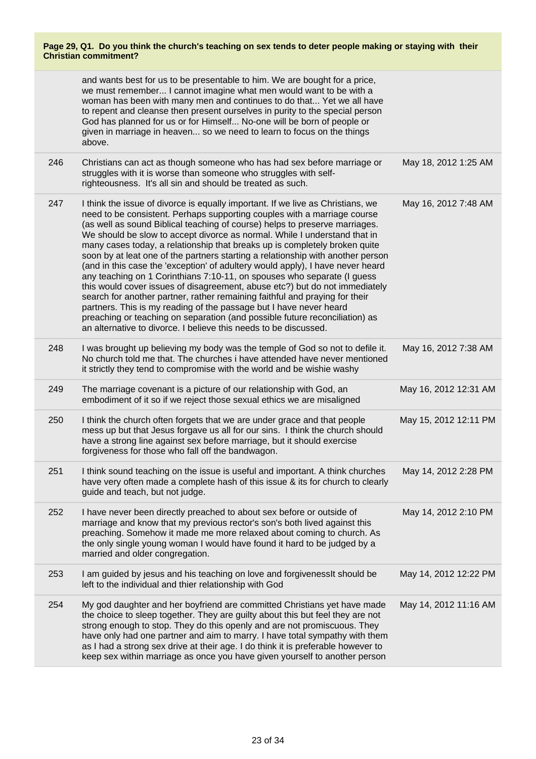**Page 29, Q1. Do you think the church's teaching on sex tends to deter people making or staying with their Christian commitment?**

| | | |
|---|---|---|
| | and wants best for us to be presentable to him. We are bought for a price, we must remember... I cannot imagine what men would want to be with a woman has been with many men and continues to do that... Yet we all have to repent and cleanse then present ourselves in purity to the special person God has planned for us or for Himself... No-one will be born of people or given in marriage in heaven... so we need to learn to focus on the things above. | |
| 246 | Christians can act as though someone who has had sex before marriage or struggles with it is worse than someone who struggles with self-righteousness. It's all sin and should be treated as such. | May 18, 2012 1:25 AM |
| 247 | I think the issue of divorce is equally important. If we live as Christians, we need to be consistent. Perhaps supporting couples with a marriage course (as well as sound Biblical teaching of course) helps to preserve marriages. We should be slow to accept divorce as normal. While I understand that in many cases today, a relationship that breaks up is completely broken quite soon by at leat one of the partners starting a relationship with another person (and in this case the 'exception' of adultery would apply), I have never heard any teaching on 1 Corinthians 7:10-11, on spouses who separate (I guess this would cover issues of disagreement, abuse etc?) but do not immediately search for another partner, rather remaining faithful and praying for their partners. This is my reading of the passage but I have never heard preaching or teaching on separation (and possible future reconciliation) as an alternative to divorce. I believe this needs to be discussed. | May 16, 2012 7:48 AM |
| 248 | I was brought up believing my body was the temple of God so not to defile it. No church told me that. The churches i have attended have never mentioned it strictly they tend to compromise with the world and be wishie washy | May 16, 2012 7:38 AM |
| 249 | The marriage covenant is a picture of our relationship with God, an embodiment of it so if we reject those sexual ethics we are misaligned | May 16, 2012 12:31 AM |
| 250 | I think the church often forgets that we are under grace and that people mess up but that Jesus forgave us all for our sins. I think the church should have a strong line against sex before marriage, but it should exercise forgiveness for those who fall off the bandwagon. | May 15, 2012 12:11 PM |
| 251 | I think sound teaching on the issue is useful and important. A think churches have very often made a complete hash of this issue & its for church to clearly guide and teach, but not judge. | May 14, 2012 2:28 PM |
| 252 | I have never been directly preached to about sex before or outside of marriage and know that my previous rector's son's both lived against this preaching. Somehow it made me more relaxed about coming to church. As the only single young woman I would have found it hard to be judged by a married and older congregation. | May 14, 2012 2:10 PM |
| 253 | I am guided by jesus and his teaching on love and forgivenessIt should be left to the individual and thier relationship with God | May 14, 2012 12:22 PM |
| 254 | My god daughter and her boyfriend are committed Christians yet have made the choice to sleep together. They are guilty about this but feel they are not strong enough to stop. They do this openly and are not promiscuous. They have only had one partner and aim to marry. I have total sympathy with them as I had a strong sex drive at their age. I do think it is preferable however to keep sex within marriage as once you have given yourself to another person | May 14, 2012 11:16 AM |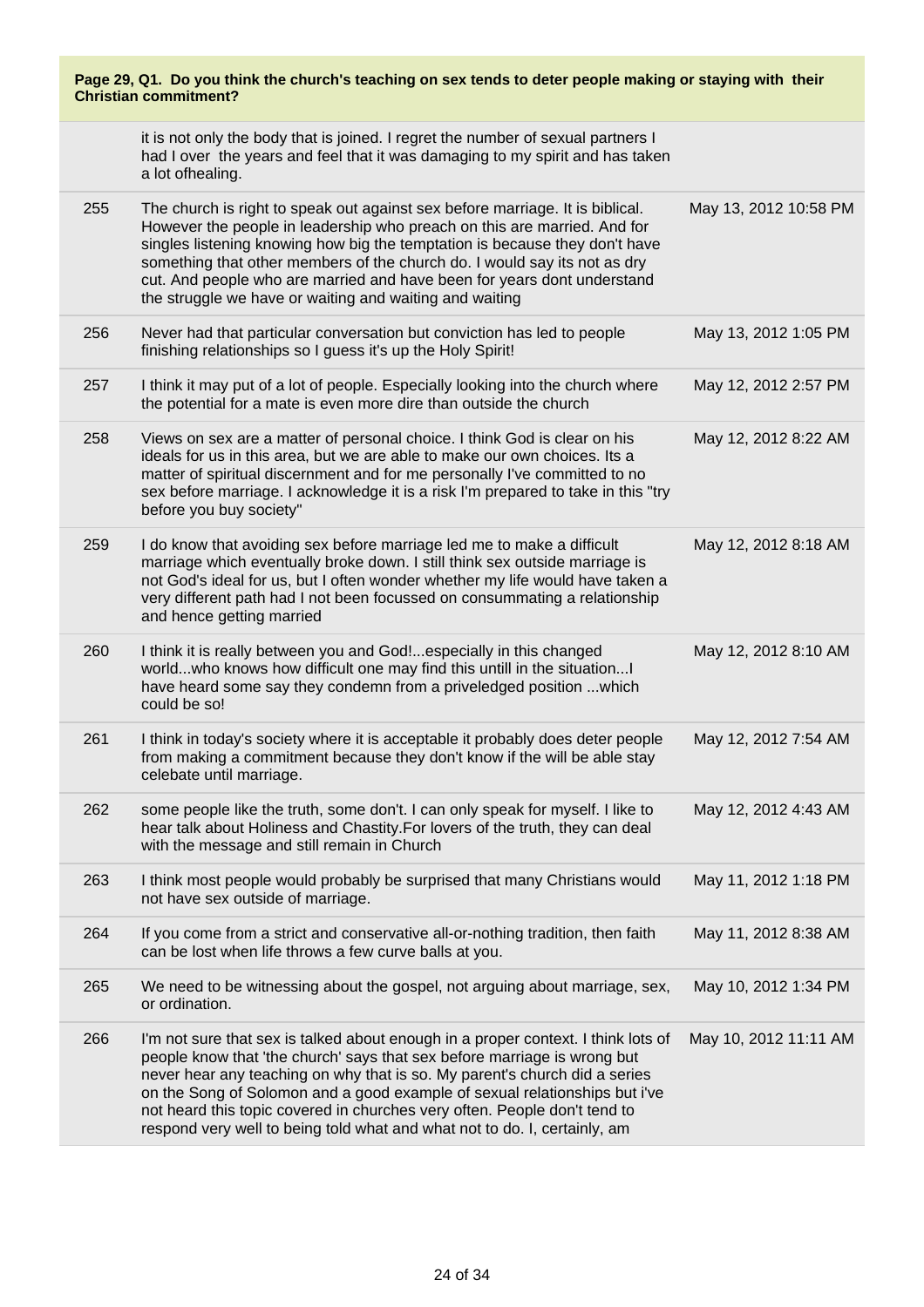**Page 29, Q1. Do you think the church's teaching on sex tends to deter people making or staying with their Christian commitment?**

| | | |
|---|---|---|
| | it is not only the body that is joined. I regret the number of sexual partners I had I over the years and feel that it was damaging to my spirit and has taken a lot ofhealing. | |
| 255 | The church is right to speak out against sex before marriage. It is biblical. However the people in leadership who preach on this are married. And for singles listening knowing how big the temptation is because they don't have something that other members of the church do. I would say its not as dry cut. And people who are married and have been for years dont understand the struggle we have or waiting and waiting and waiting | May 13, 2012 10:58 PM |
| 256 | Never had that particular conversation but conviction has led to people finishing relationships so I guess it's up the Holy Spirit! | May 13, 2012 1:05 PM |
| 257 | I think it may put of a lot of people. Especially looking into the church where the potential for a mate is even more dire than outside the church | May 12, 2012 2:57 PM |
| 258 | Views on sex are a matter of personal choice. I think God is clear on his ideals for us in this area, but we are able to make our own choices. Its a matter of spiritual discernment and for me personally I've committed to no sex before marriage. I acknowledge it is a risk I'm prepared to take in this "try before you buy society" | May 12, 2012 8:22 AM |
| 259 | I do know that avoiding sex before marriage led me to make a difficult marriage which eventually broke down. I still think sex outside marriage is not God's ideal for us, but I often wonder whether my life would have taken a very different path had I not been focussed on consummating a relationship and hence getting married | May 12, 2012 8:18 AM |
| 260 | I think it is really between you and God!...especially in this changed world...who knows how difficult one may find this untill in the situation...I have heard some say they condemn from a priveledged position ...which could be so! | May 12, 2012 8:10 AM |
| 261 | I think in today's society where it is acceptable it probably does deter people from making a commitment because they don't know if the will be able stay celebate until marriage. | May 12, 2012 7:54 AM |
| 262 | some people like the truth, some don't. I can only speak for myself. I like to hear talk about Holiness and Chastity.For lovers of the truth, they can deal with the message and still remain in Church | May 12, 2012 4:43 AM |
| 263 | I think most people would probably be surprised that many Christians would not have sex outside of marriage. | May 11, 2012 1:18 PM |
| 264 | If you come from a strict and conservative all-or-nothing tradition, then faith can be lost when life throws a few curve balls at you. | May 11, 2012 8:38 AM |
| 265 | We need to be witnessing about the gospel, not arguing about marriage, sex, or ordination. | May 10, 2012 1:34 PM |
| 266 | I'm not sure that sex is talked about enough in a proper context. I think lots of people know that 'the church' says that sex before marriage is wrong but never hear any teaching on why that is so. My parent's church did a series on the Song of Solomon and a good example of sexual relationships but i've not heard this topic covered in churches very often. People don't tend to respond very well to being told what and what not to do. I, certainly, am | May 10, 2012 11:11 AM |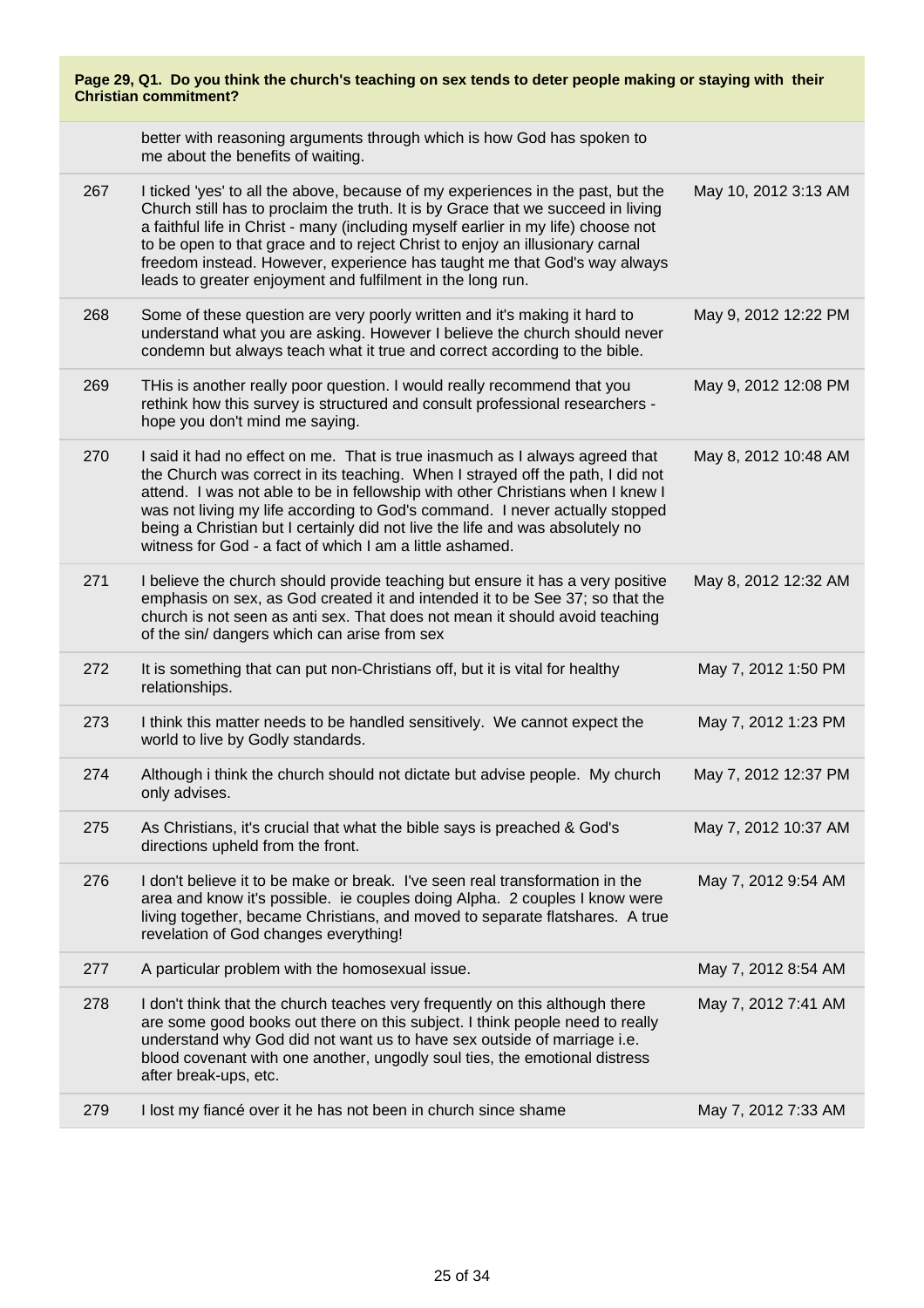**Page 29, Q1. Do you think the church's teaching on sex tends to deter people making or staying with their Christian commitment?**

| | | |
|---|---|---|
| | better with reasoning arguments through which is how God has spoken to me about the benefits of waiting. | |
| 267 | I ticked 'yes' to all the above, because of my experiences in the past, but the Church still has to proclaim the truth. It is by Grace that we succeed in living a faithful life in Christ - many (including myself earlier in my life) choose not to be open to that grace and to reject Christ to enjoy an illusionary carnal freedom instead. However, experience has taught me that God's way always leads to greater enjoyment and fulfilment in the long run. | May 10, 2012 3:13 AM |
| 268 | Some of these question are very poorly written and it's making it hard to understand what you are asking. However I believe the church should never condemn but always teach what it true and correct according to the bible. | May 9, 2012 12:22 PM |
| 269 | THis is another really poor question. I would really recommend that you rethink how this survey is structured and consult professional researchers - hope you don't mind me saying. | May 9, 2012 12:08 PM |
| 270 | I said it had no effect on me. That is true inasmuch as I always agreed that the Church was correct in its teaching. When I strayed off the path, I did not attend. I was not able to be in fellowship with other Christians when I knew I was not living my life according to God's command. I never actually stopped being a Christian but I certainly did not live the life and was absolutely no witness for God - a fact of which I am a little ashamed. | May 8, 2012 10:48 AM |
| 271 | I believe the church should provide teaching but ensure it has a very positive emphasis on sex, as God created it and intended it to be See 37; so that the church is not seen as anti sex. That does not mean it should avoid teaching of the sin/ dangers which can arise from sex | May 8, 2012 12:32 AM |
| 272 | It is something that can put non-Christians off, but it is vital for healthy relationships. | May 7, 2012 1:50 PM |
| 273 | I think this matter needs to be handled sensitively. We cannot expect the world to live by Godly standards. | May 7, 2012 1:23 PM |
| 274 | Although i think the church should not dictate but advise people. My church only advises. | May 7, 2012 12:37 PM |
| 275 | As Christians, it's crucial that what the bible says is preached & God's directions upheld from the front. | May 7, 2012 10:37 AM |
| 276 | I don't believe it to be make or break. I've seen real transformation in the area and know it's possible. ie couples doing Alpha. 2 couples I know were living together, became Christians, and moved to separate flatshares. A true revelation of God changes everything! | May 7, 2012 9:54 AM |
| 277 | A particular problem with the homosexual issue. | May 7, 2012 8:54 AM |
| 278 | I don't think that the church teaches very frequently on this although there are some good books out there on this subject. I think people need to really understand why God did not want us to have sex outside of marriage i.e. blood covenant with one another, ungodly soul ties, the emotional distress after break-ups, etc. | May 7, 2012 7:41 AM |
| 279 | I lost my fiancé over it he has not been in church since shame | May 7, 2012 7:33 AM |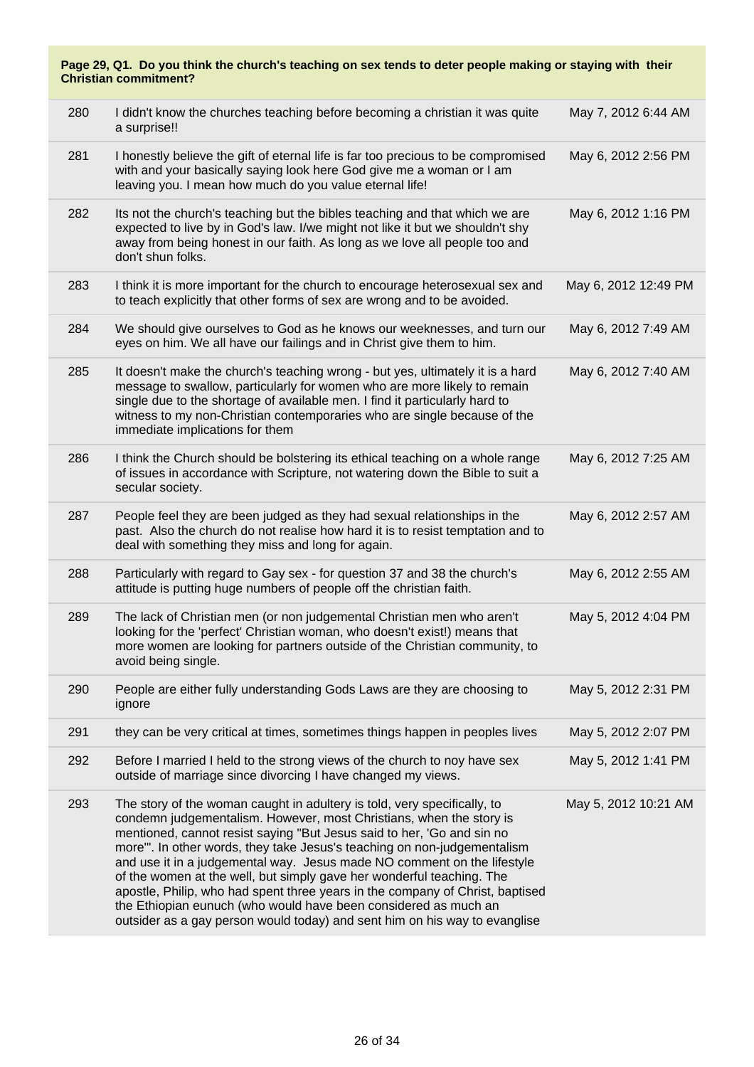**Page 29, Q1. Do you think the church's teaching on sex tends to deter people making or staying with their Christian commitment?**

| | | |
|---|---|---|
| 280 | I didn't know the churches teaching before becoming a christian it was quite a surprise!! | May 7, 2012 6:44 AM |
| 281 | I honestly believe the gift of eternal life is far too precious to be compromised with and your basically saying look here God give me a woman or I am leaving you. I mean how much do you value eternal life! | May 6, 2012 2:56 PM |
| 282 | Its not the church's teaching but the bibles teaching and that which we are expected to live by in God's law. I/we might not like it but we shouldn't shy away from being honest in our faith. As long as we love all people too and don't shun folks. | May 6, 2012 1:16 PM |
| 283 | I think it is more important for the church to encourage heterosexual sex and to teach explicitly that other forms of sex are wrong and to be avoided. | May 6, 2012 12:49 PM |
| 284 | We should give ourselves to God as he knows our weeknesses, and turn our eyes on him. We all have our failings and in Christ give them to him. | May 6, 2012 7:49 AM |
| 285 | It doesn't make the church's teaching wrong - but yes, ultimately it is a hard message to swallow, particularly for women who are more likely to remain single due to the shortage of available men. I find it particularly hard to witness to my non-Christian contemporaries who are single because of the immediate implications for them | May 6, 2012 7:40 AM |
| 286 | I think the Church should be bolstering its ethical teaching on a whole range of issues in accordance with Scripture, not watering down the Bible to suit a secular society. | May 6, 2012 7:25 AM |
| 287 | People feel they are been judged as they had sexual relationships in the past. Also the church do not realise how hard it is to resist temptation and to deal with something they miss and long for again. | May 6, 2012 2:57 AM |
| 288 | Particularly with regard to Gay sex - for question 37 and 38 the church's attitude is putting huge numbers of people off the christian faith. | May 6, 2012 2:55 AM |
| 289 | The lack of Christian men (or non judgemental Christian men who aren't looking for the 'perfect' Christian woman, who doesn't exist!) means that more women are looking for partners outside of the Christian community, to avoid being single. | May 5, 2012 4:04 PM |
| 290 | People are either fully understanding Gods Laws are they are choosing to ignore | May 5, 2012 2:31 PM |
| 291 | they can be very critical at times, sometimes things happen in peoples lives | May 5, 2012 2:07 PM |
| 292 | Before I married I held to the strong views of the church to noy have sex outside of marriage since divorcing I have changed my views. | May 5, 2012 1:41 PM |
| 293 | The story of the woman caught in adultery is told, very specifically, to condemn judgementalism. However, most Christians, when the story is mentioned, cannot resist saying "But Jesus said to her, 'Go and sin no more'". In other words, they take Jesus's teaching on non-judgementalism and use it in a judgemental way. Jesus made NO comment on the lifestyle of the women at the well, but simply gave her wonderful teaching. The apostle, Philip, who had spent three years in the company of Christ, baptised the Ethiopian eunuch (who would have been considered as much an outsider as a gay person would today) and sent him on his way to evanglise | May 5, 2012 10:21 AM |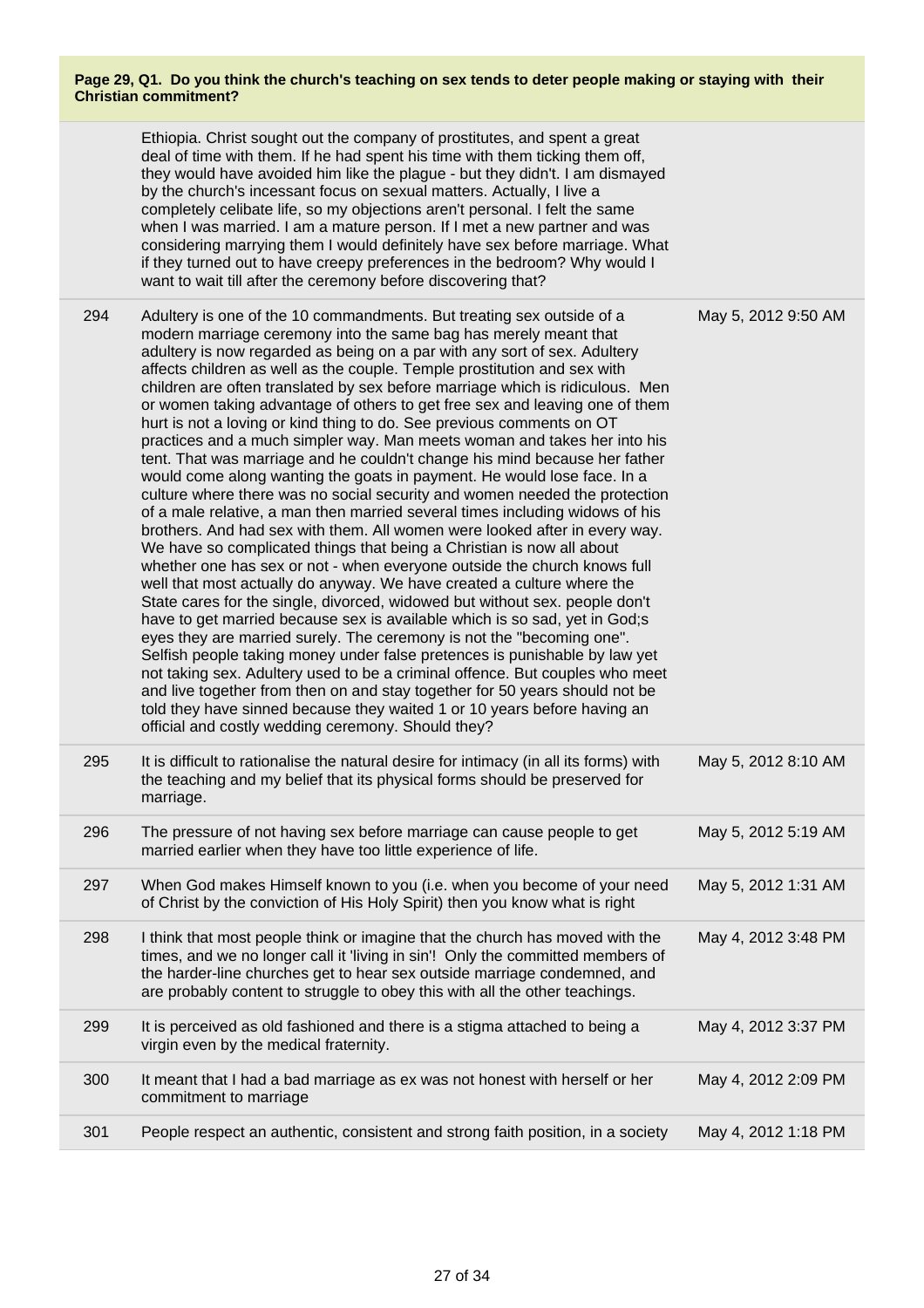**Page 29, Q1. Do you think the church's teaching on sex tends to deter people making or staying with their Christian commitment?**

| | | |
|---|---|---|
| | Ethiopia. Christ sought out the company of prostitutes, and spent a great deal of time with them. If he had spent his time with them ticking them off, they would have avoided him like the plague - but they didn't. I am dismayed by the church's incessant focus on sexual matters. Actually, I live a completely celibate life, so my objections aren't personal. I felt the same when I was married. I am a mature person. If I met a new partner and was considering marrying them I would definitely have sex before marriage. What if they turned out to have creepy preferences in the bedroom? Why would I want to wait till after the ceremony before discovering that? | |
| 294 | Adultery is one of the 10 commandments. But treating sex outside of a modern marriage ceremony into the same bag has merely meant that adultery is now regarded as being on a par with any sort of sex. Adultery affects children as well as the couple. Temple prostitution and sex with children are often translated by sex before marriage which is ridiculous. Men or women taking advantage of others to get free sex and leaving one of them hurt is not a loving or kind thing to do. See previous comments on OT practices and a much simpler way. Man meets woman and takes her into his tent. That was marriage and he couldn't change his mind because her father would come along wanting the goats in payment. He would lose face. In a culture where there was no social security and women needed the protection of a male relative, a man then married several times including widows of his brothers. And had sex with them. All women were looked after in every way. We have so complicated things that being a Christian is now all about whether one has sex or not - when everyone outside the church knows full well that most actually do anyway. We have created a culture where the State cares for the single, divorced, widowed but without sex. people don't have to get married because sex is available which is so sad, yet in God;s eyes they are married surely. The ceremony is not the "becoming one". Selfish people taking money under false pretences is punishable by law yet not taking sex. Adultery used to be a criminal offence. But couples who meet and live together from then on and stay together for 50 years should not be told they have sinned because they waited 1 or 10 years before having an official and costly wedding ceremony. Should they? | May 5, 2012 9:50 AM |
| 295 | It is difficult to rationalise the natural desire for intimacy (in all its forms) with the teaching and my belief that its physical forms should be preserved for marriage. | May 5, 2012 8:10 AM |
| 296 | The pressure of not having sex before marriage can cause people to get married earlier when they have too little experience of life. | May 5, 2012 5:19 AM |
| 297 | When God makes Himself known to you (i.e. when you become of your need of Christ by the conviction of His Holy Spirit) then you know what is right | May 5, 2012 1:31 AM |
| 298 | I think that most people think or imagine that the church has moved with the times, and we no longer call it 'living in sin'! Only the committed members of the harder-line churches get to hear sex outside marriage condemned, and are probably content to struggle to obey this with all the other teachings. | May 4, 2012 3:48 PM |
| 299 | It is perceived as old fashioned and there is a stigma attached to being a virgin even by the medical fraternity. | May 4, 2012 3:37 PM |
| 300 | It meant that I had a bad marriage as ex was not honest with herself or her commitment to marriage | May 4, 2012 2:09 PM |
| 301 | People respect an authentic, consistent and strong faith position, in a society | May 4, 2012 1:18 PM |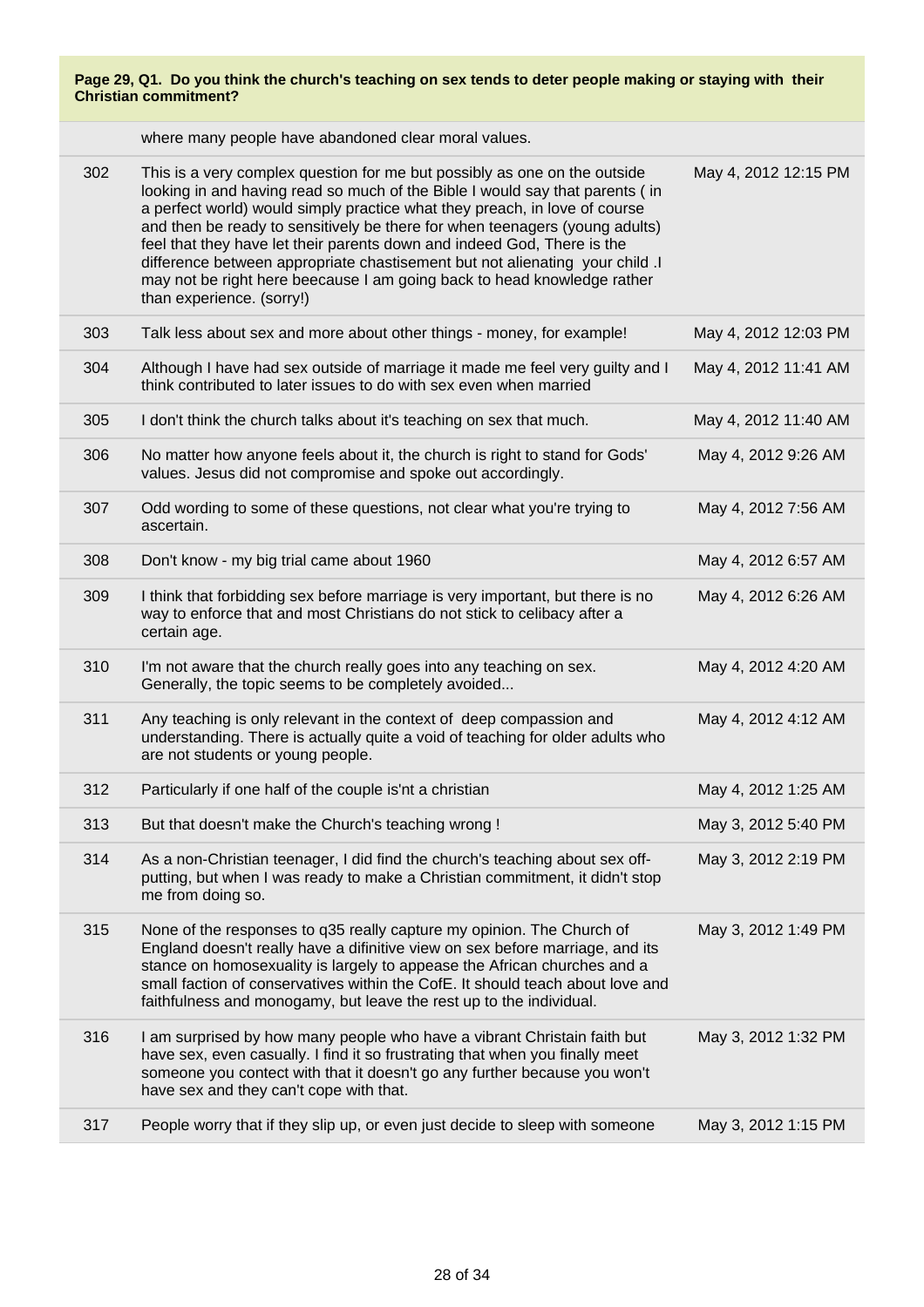**Page 29, Q1. Do you think the church's teaching on sex tends to deter people making or staying with their Christian commitment?**

| | | |
|---|---|---|
| | where many people have abandoned clear moral values. | |
| 302 | This is a very complex question for me but possibly as one on the outside looking in and having read so much of the Bible I would say that parents ( in a perfect world) would simply practice what they preach, in love of course and then be ready to sensitively be there for when teenagers (young adults) feel that they have let their parents down and indeed God, There is the difference between appropriate chastisement but not alienating your child .I may not be right here beecause I am going back to head knowledge rather than experience. (sorry!) | May 4, 2012 12:15 PM |
| 303 | Talk less about sex and more about other things - money, for example! | May 4, 2012 12:03 PM |
| 304 | Although I have had sex outside of marriage it made me feel very guilty and I think contributed to later issues to do with sex even when married | May 4, 2012 11:41 AM |
| 305 | I don't think the church talks about it's teaching on sex that much. | May 4, 2012 11:40 AM |
| 306 | No matter how anyone feels about it, the church is right to stand for Gods' values. Jesus did not compromise and spoke out accordingly. | May 4, 2012 9:26 AM |
| 307 | Odd wording to some of these questions, not clear what you're trying to ascertain. | May 4, 2012 7:56 AM |
| 308 | Don't know - my big trial came about 1960 | May 4, 2012 6:57 AM |
| 309 | I think that forbidding sex before marriage is very important, but there is no way to enforce that and most Christians do not stick to celibacy after a certain age. | May 4, 2012 6:26 AM |
| 310 | I'm not aware that the church really goes into any teaching on sex. Generally, the topic seems to be completely avoided... | May 4, 2012 4:20 AM |
| 311 | Any teaching is only relevant in the context of deep compassion and understanding. There is actually quite a void of teaching for older adults who are not students or young people. | May 4, 2012 4:12 AM |
| 312 | Particularly if one half of the couple is'nt a christian | May 4, 2012 1:25 AM |
| 313 | But that doesn't make the Church's teaching wrong ! | May 3, 2012 5:40 PM |
| 314 | As a non-Christian teenager, I did find the church's teaching about sex off-putting, but when I was ready to make a Christian commitment, it didn't stop me from doing so. | May 3, 2012 2:19 PM |
| 315 | None of the responses to q35 really capture my opinion. The Church of England doesn't really have a difinitive view on sex before marriage, and its stance on homosexuality is largely to appease the African churches and a small faction of conservatives within the CofE. It should teach about love and faithfulness and monogamy, but leave the rest up to the individual. | May 3, 2012 1:49 PM |
| 316 | I am surprised by how many people who have a vibrant Christain faith but have sex, even casually. I find it so frustrating that when you finally meet someone you contect with that it doesn't go any further because you won't have sex and they can't cope with that. | May 3, 2012 1:32 PM |
| 317 | People worry that if they slip up, or even just decide to sleep with someone | May 3, 2012 1:15 PM |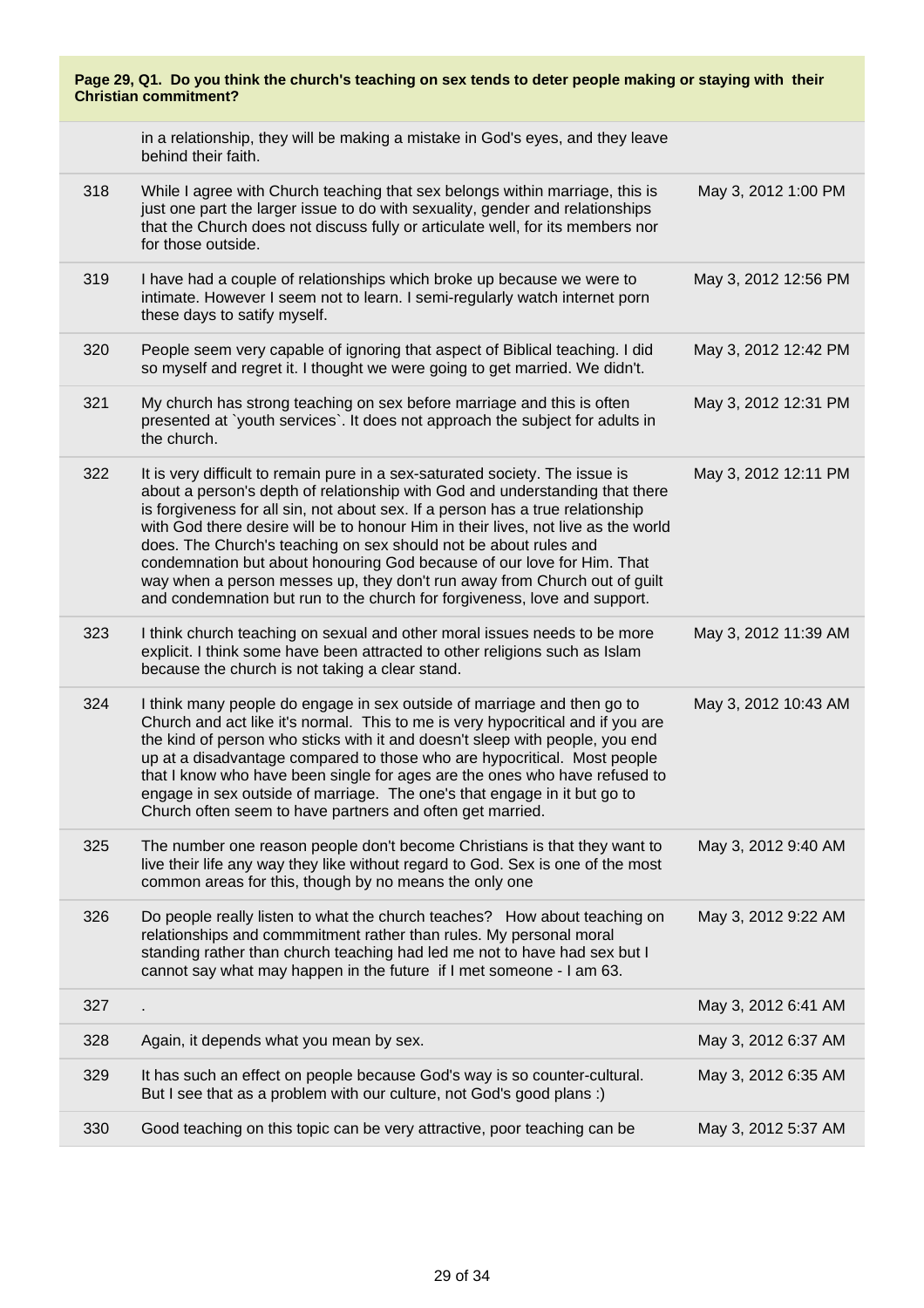**Page 29, Q1. Do you think the church's teaching on sex tends to deter people making or staying with their Christian commitment?**

| | | |
|---|---|---|
| | in a relationship, they will be making a mistake in God's eyes, and they leave behind their faith. | |
| 318 | While I agree with Church teaching that sex belongs within marriage, this is just one part the larger issue to do with sexuality, gender and relationships that the Church does not discuss fully or articulate well, for its members nor for those outside. | May 3, 2012 1:00 PM |
| 319 | I have had a couple of relationships which broke up because we were to intimate. However I seem not to learn. I semi-regularly watch internet porn these days to satify myself. | May 3, 2012 12:56 PM |
| 320 | People seem very capable of ignoring that aspect of Biblical teaching. I did so myself and regret it. I thought we were going to get married. We didn't. | May 3, 2012 12:42 PM |
| 321 | My church has strong teaching on sex before marriage and this is often presented at `youth services`. It does not approach the subject for adults in the church. | May 3, 2012 12:31 PM |
| 322 | It is very difficult to remain pure in a sex-saturated society. The issue is about a person's depth of relationship with God and understanding that there is forgiveness for all sin, not about sex. If a person has a true relationship with God there desire will be to honour Him in their lives, not live as the world does. The Church's teaching on sex should not be about rules and condemnation but about honouring God because of our love for Him. That way when a person messes up, they don't run away from Church out of guilt and condemnation but run to the church for forgiveness, love and support. | May 3, 2012 12:11 PM |
| 323 | I think church teaching on sexual and other moral issues needs to be more explicit. I think some have been attracted to other religions such as Islam because the church is not taking a clear stand. | May 3, 2012 11:39 AM |
| 324 | I think many people do engage in sex outside of marriage and then go to Church and act like it's normal. This to me is very hypocritical and if you are the kind of person who sticks with it and doesn't sleep with people, you end up at a disadvantage compared to those who are hypocritical. Most people that I know who have been single for ages are the ones who have refused to engage in sex outside of marriage. The one's that engage in it but go to Church often seem to have partners and often get married. | May 3, 2012 10:43 AM |
| 325 | The number one reason people don't become Christians is that they want to live their life any way they like without regard to God. Sex is one of the most common areas for this, though by no means the only one | May 3, 2012 9:40 AM |
| 326 | Do people really listen to what the church teaches? How about teaching on relationships and commmitment rather than rules. My personal moral standing rather than church teaching had led me not to have had sex but I cannot say what may happen in the future if I met someone - I am 63. | May 3, 2012 9:22 AM |
| 327 | . | May 3, 2012 6:41 AM |
| 328 | Again, it depends what you mean by sex. | May 3, 2012 6:37 AM |
| 329 | It has such an effect on people because God's way is so counter-cultural. But I see that as a problem with our culture, not God's good plans :) | May 3, 2012 6:35 AM |
| 330 | Good teaching on this topic can be very attractive, poor teaching can be | May 3, 2012 5:37 AM |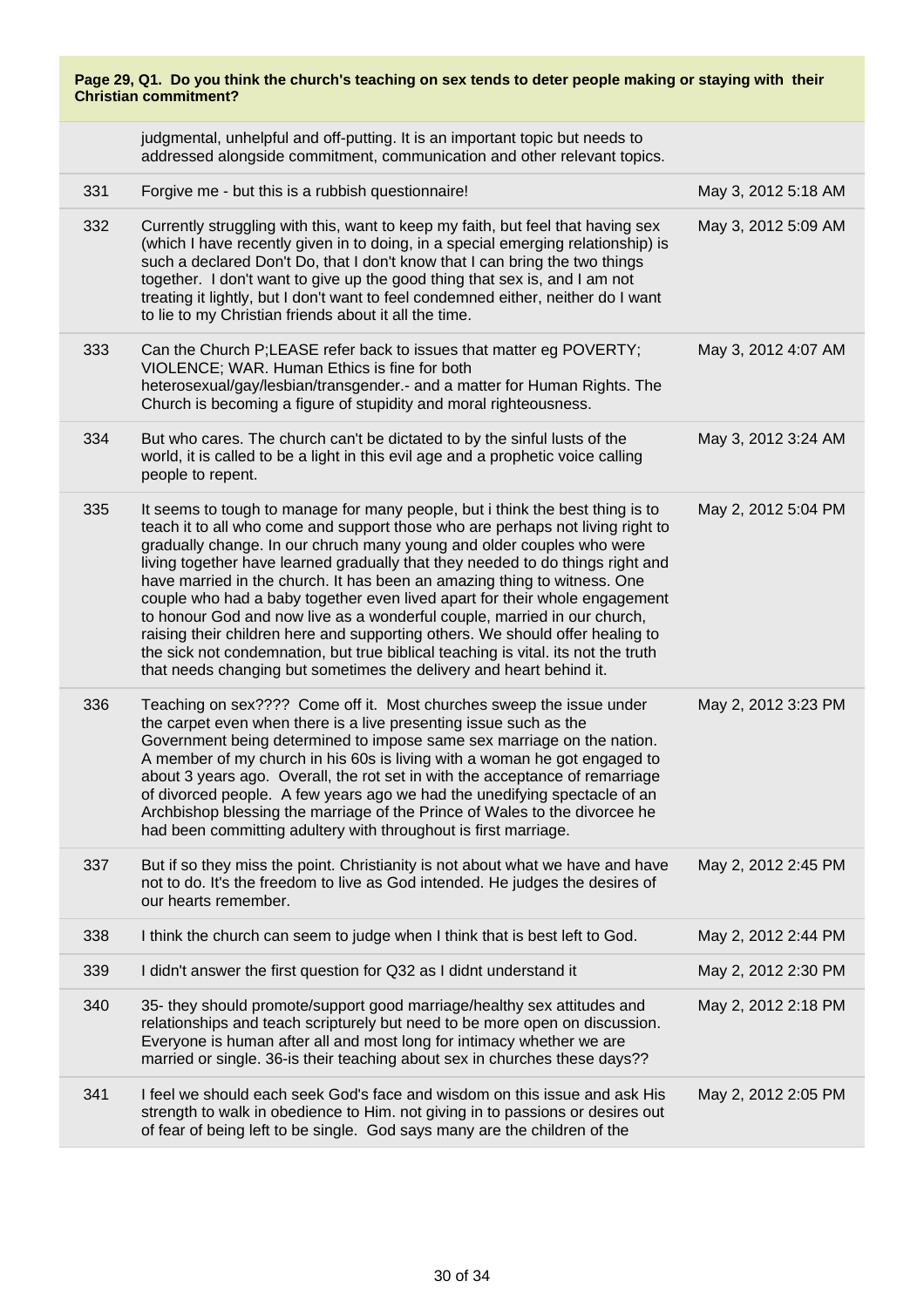**Page 29, Q1. Do you think the church's teaching on sex tends to deter people making or staying with their Christian commitment?**

| | | |
|---|---|---|
| | judgmental, unhelpful and off-putting. It is an important topic but needs to addressed alongside commitment, communication and other relevant topics. | |
| 331 | Forgive me - but this is a rubbish questionnaire! | May 3, 2012 5:18 AM |
| 332 | Currently struggling with this, want to keep my faith, but feel that having sex (which I have recently given in to doing, in a special emerging relationship) is such a declared Don't Do, that I don't know that I can bring the two things together. I don't want to give up the good thing that sex is, and I am not treating it lightly, but I don't want to feel condemned either, neither do I want to lie to my Christian friends about it all the time. | May 3, 2012 5:09 AM |
| 333 | Can the Church P;LEASE refer back to issues that matter eg POVERTY; VIOLENCE; WAR. Human Ethics is fine for both heterosexual/gay/lesbian/transgender.- and a matter for Human Rights. The Church is becoming a figure of stupidity and moral righteousness. | May 3, 2012 4:07 AM |
| 334 | But who cares. The church can't be dictated to by the sinful lusts of the world, it is called to be a light in this evil age and a prophetic voice calling people to repent. | May 3, 2012 3:24 AM |
| 335 | It seems to tough to manage for many people, but i think the best thing is to teach it to all who come and support those who are perhaps not living right to gradually change. In our chruch many young and older couples who were living together have learned gradually that they needed to do things right and have married in the church. It has been an amazing thing to witness. One couple who had a baby together even lived apart for their whole engagement to honour God and now live as a wonderful couple, married in our church, raising their children here and supporting others. We should offer healing to the sick not condemnation, but true biblical teaching is vital. its not the truth that needs changing but sometimes the delivery and heart behind it. | May 2, 2012 5:04 PM |
| 336 | Teaching on sex???? Come off it. Most churches sweep the issue under the carpet even when there is a live presenting issue such as the Government being determined to impose same sex marriage on the nation. A member of my church in his 60s is living with a woman he got engaged to about 3 years ago. Overall, the rot set in with the acceptance of remarriage of divorced people. A few years ago we had the unedifying spectacle of an Archbishop blessing the marriage of the Prince of Wales to the divorcee he had been committing adultery with throughout is first marriage. | May 2, 2012 3:23 PM |
| 337 | But if so they miss the point. Christianity is not about what we have and have not to do. It's the freedom to live as God intended. He judges the desires of our hearts remember. | May 2, 2012 2:45 PM |
| 338 | I think the church can seem to judge when I think that is best left to God. | May 2, 2012 2:44 PM |
| 339 | I didn't answer the first question for Q32 as I didnt understand it | May 2, 2012 2:30 PM |
| 340 | 35- they should promote/support good marriage/healthy sex attitudes and relationships and teach scripturely but need to be more open on discussion. Everyone is human after all and most long for intimacy whether we are married or single. 36-is their teaching about sex in churches these days?? | May 2, 2012 2:18 PM |
| 341 | I feel we should each seek God's face and wisdom on this issue and ask His strength to walk in obedience to Him. not giving in to passions or desires out of fear of being left to be single. God says many are the children of the | May 2, 2012 2:05 PM |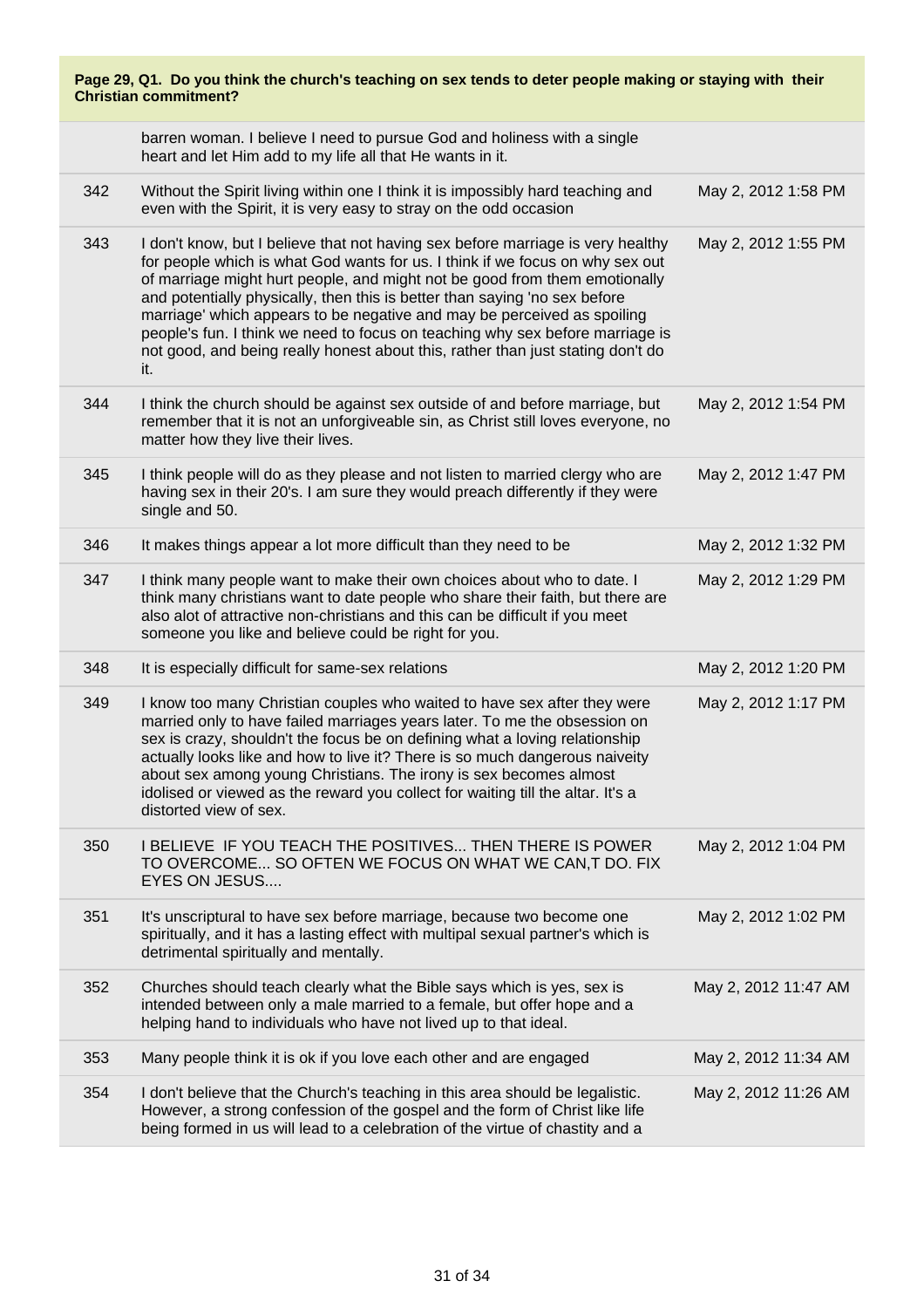**Page 29, Q1. Do you think the church's teaching on sex tends to deter people making or staying with their Christian commitment?**

| | | |
|---|---|---|
| | barren woman. I believe I need to pursue God and holiness with a single heart and let Him add to my life all that He wants in it. | |
| 342 | Without the Spirit living within one I think it is impossibly hard teaching and even with the Spirit, it is very easy to stray on the odd occasion | May 2, 2012 1:58 PM |
| 343 | I don't know, but I believe that not having sex before marriage is very healthy for people which is what God wants for us. I think if we focus on why sex out of marriage might hurt people, and might not be good from them emotionally and potentially physically, then this is better than saying 'no sex before marriage' which appears to be negative and may be perceived as spoiling people's fun. I think we need to focus on teaching why sex before marriage is not good, and being really honest about this, rather than just stating don't do it. | May 2, 2012 1:55 PM |
| 344 | I think the church should be against sex outside of and before marriage, but remember that it is not an unforgiveable sin, as Christ still loves everyone, no matter how they live their lives. | May 2, 2012 1:54 PM |
| 345 | I think people will do as they please and not listen to married clergy who are having sex in their 20's. I am sure they would preach differently if they were single and 50. | May 2, 2012 1:47 PM |
| 346 | It makes things appear a lot more difficult than they need to be | May 2, 2012 1:32 PM |
| 347 | I think many people want to make their own choices about who to date. I think many christians want to date people who share their faith, but there are also alot of attractive non-christians and this can be difficult if you meet someone you like and believe could be right for you. | May 2, 2012 1:29 PM |
| 348 | It is especially difficult for same-sex relations | May 2, 2012 1:20 PM |
| 349 | I know too many Christian couples who waited to have sex after they were married only to have failed marriages years later. To me the obsession on sex is crazy, shouldn't the focus be on defining what a loving relationship actually looks like and how to live it? There is so much dangerous naiveity about sex among young Christians. The irony is sex becomes almost idolised or viewed as the reward you collect for waiting till the altar. It's a distorted view of sex. | May 2, 2012 1:17 PM |
| 350 | I BELIEVE IF YOU TEACH THE POSITIVES... THEN THERE IS POWER TO OVERCOME... SO OFTEN WE FOCUS ON WHAT WE CAN,T DO. FIX EYES ON JESUS.... | May 2, 2012 1:04 PM |
| 351 | It's unscriptural to have sex before marriage, because two become one spiritually, and it has a lasting effect with multipal sexual partner's which is detrimental spiritually and mentally. | May 2, 2012 1:02 PM |
| 352 | Churches should teach clearly what the Bible says which is yes, sex is intended between only a male married to a female, but offer hope and a helping hand to individuals who have not lived up to that ideal. | May 2, 2012 11:47 AM |
| 353 | Many people think it is ok if you love each other and are engaged | May 2, 2012 11:34 AM |
| 354 | I don't believe that the Church's teaching in this area should be legalistic. However, a strong confession of the gospel and the form of Christ like life being formed in us will lead to a celebration of the virtue of chastity and a | May 2, 2012 11:26 AM |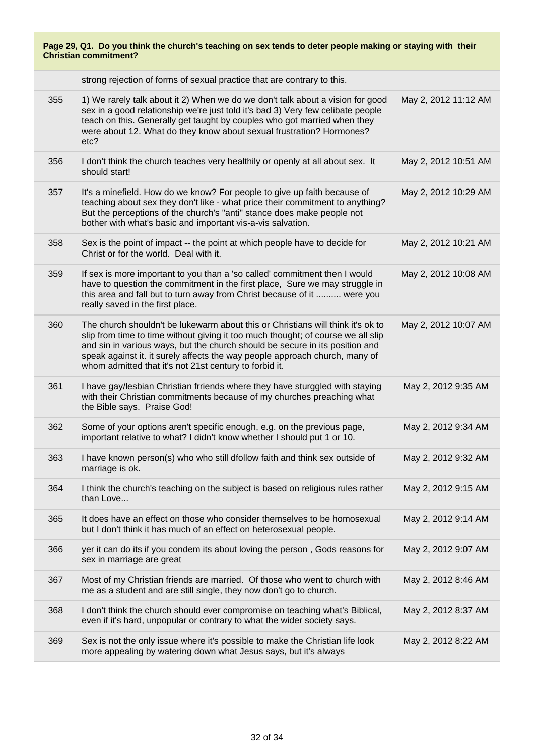**Page 29, Q1. Do you think the church's teaching on sex tends to deter people making or staying with their Christian commitment?**

| | | |
|---|---|---|
| | strong rejection of forms of sexual practice that are contrary to this. | |
| 355 | 1) We rarely talk about it 2) When we do we don't talk about a vision for good sex in a good relationship we're just told it's bad 3) Very few celibate people teach on this. Generally get taught by couples who got married when they were about 12. What do they know about sexual frustration? Hormones? etc? | May 2, 2012 11:12 AM |
| 356 | I don't think the church teaches very healthily or openly at all about sex. It should start! | May 2, 2012 10:51 AM |
| 357 | It's a minefield. How do we know? For people to give up faith because of teaching about sex they don't like - what price their commitment to anything? But the perceptions of the church's "anti" stance does make people not bother with what's basic and important vis-a-vis salvation. | May 2, 2012 10:29 AM |
| 358 | Sex is the point of impact -- the point at which people have to decide for Christ or for the world. Deal with it. | May 2, 2012 10:21 AM |
| 359 | If sex is more important to you than a 'so called' commitment then I would have to question the commitment in the first place, Sure we may struggle in this area and fall but to turn away from Christ because of it .......... were you really saved in the first place. | May 2, 2012 10:08 AM |
| 360 | The church shouldn't be lukewarm about this or Christians will think it's ok to slip from time to time without giving it too much thought; of course we all slip and sin in various ways, but the church should be secure in its position and speak against it. it surely affects the way people approach church, many of whom admitted that it's not 21st century to forbid it. | May 2, 2012 10:07 AM |
| 361 | I have gay/lesbian Christian frriends where they have sturggled with staying with their Christian commitments because of my churches preaching what the Bible says. Praise God! | May 2, 2012 9:35 AM |
| 362 | Some of your options aren't specific enough, e.g. on the previous page, important relative to what? I didn't know whether I should put 1 or 10. | May 2, 2012 9:34 AM |
| 363 | I have known person(s) who who still dfollow faith and think sex outside of marriage is ok. | May 2, 2012 9:32 AM |
| 364 | I think the church's teaching on the subject is based on religious rules rather than Love... | May 2, 2012 9:15 AM |
| 365 | It does have an effect on those who consider themselves to be homosexual but I don't think it has much of an effect on heterosexual people. | May 2, 2012 9:14 AM |
| 366 | yer it can do its if you condem its about loving the person , Gods reasons for sex in marriage are great | May 2, 2012 9:07 AM |
| 367 | Most of my Christian friends are married. Of those who went to church with me as a student and are still single, they now don't go to church. | May 2, 2012 8:46 AM |
| 368 | I don't think the church should ever compromise on teaching what's Biblical, even if it's hard, unpopular or contrary to what the wider society says. | May 2, 2012 8:37 AM |
| 369 | Sex is not the only issue where it's possible to make the Christian life look more appealing by watering down what Jesus says, but it's always | May 2, 2012 8:22 AM |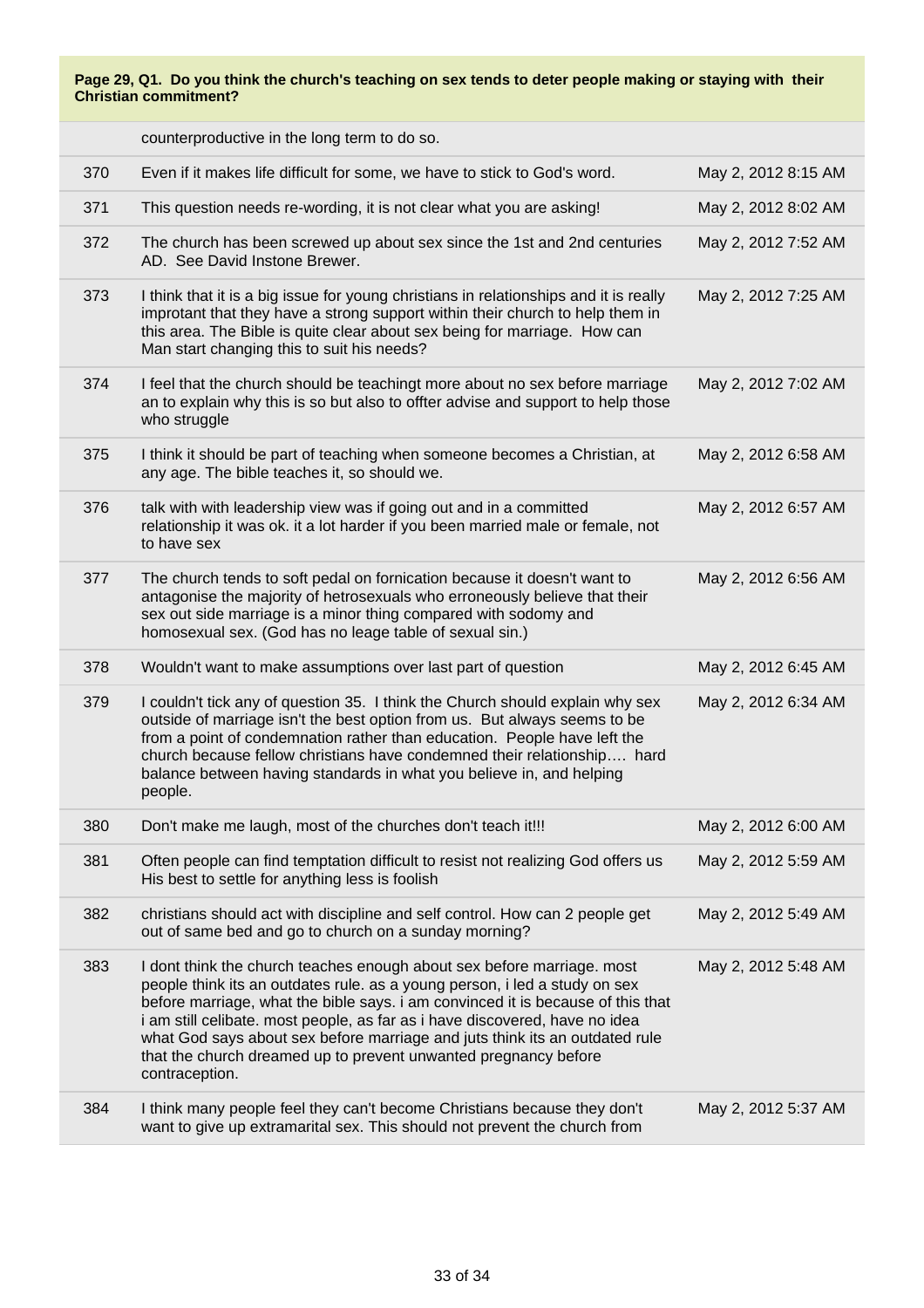**Page 29, Q1. Do you think the church's teaching on sex tends to deter people making or staying with their Christian commitment?**

| | | |
|---|---|---|
| | counterproductive in the long term to do so. | |
| 370 | Even if it makes life difficult for some, we have to stick to God's word. | May 2, 2012 8:15 AM |
| 371 | This question needs re-wording, it is not clear what you are asking! | May 2, 2012 8:02 AM |
| 372 | The church has been screwed up about sex since the 1st and 2nd centuries AD. See David Instone Brewer. | May 2, 2012 7:52 AM |
| 373 | I think that it is a big issue for young christians in relationships and it is really improtant that they have a strong support within their church to help them in this area. The Bible is quite clear about sex being for marriage. How can Man start changing this to suit his needs? | May 2, 2012 7:25 AM |
| 374 | I feel that the church should be teachingt more about no sex before marriage an to explain why this is so but also to offter advise and support to help those who struggle | May 2, 2012 7:02 AM |
| 375 | I think it should be part of teaching when someone becomes a Christian, at any age. The bible teaches it, so should we. | May 2, 2012 6:58 AM |
| 376 | talk with with leadership view was if going out and in a committed relationship it was ok. it a lot harder if you been married male or female, not to have sex | May 2, 2012 6:57 AM |
| 377 | The church tends to soft pedal on fornication because it doesn't want to antagonise the majority of hetrosexuals who erroneously believe that their sex out side marriage is a minor thing compared with sodomy and homosexual sex. (God has no leage table of sexual sin.) | May 2, 2012 6:56 AM |
| 378 | Wouldn't want to make assumptions over last part of question | May 2, 2012 6:45 AM |
| 379 | I couldn't tick any of question 35. I think the Church should explain why sex outside of marriage isn't the best option from us. But always seems to be from a point of condemnation rather than education. People have left the church because fellow christians have condemned their relationship.... hard balance between having standards in what you believe in, and helping people. | May 2, 2012 6:34 AM |
| 380 | Don't make me laugh, most of the churches don't teach it!!! | May 2, 2012 6:00 AM |
| 381 | Often people can find temptation difficult to resist not realizing God offers us His best to settle for anything less is foolish | May 2, 2012 5:59 AM |
| 382 | christians should act with discipline and self control. How can 2 people get out of same bed and go to church on a sunday morning? | May 2, 2012 5:49 AM |
| 383 | I dont think the church teaches enough about sex before marriage. most people think its an outdates rule. as a young person, i led a study on sex before marriage, what the bible says. i am convinced it is because of this that i am still celibate. most people, as far as i have discovered, have no idea what God says about sex before marriage and juts think its an outdated rule that the church dreamed up to prevent unwanted pregnancy before contraception. | May 2, 2012 5:48 AM |
| 384 | I think many people feel they can't become Christians because they don't want to give up extramarital sex. This should not prevent the church from | May 2, 2012 5:37 AM |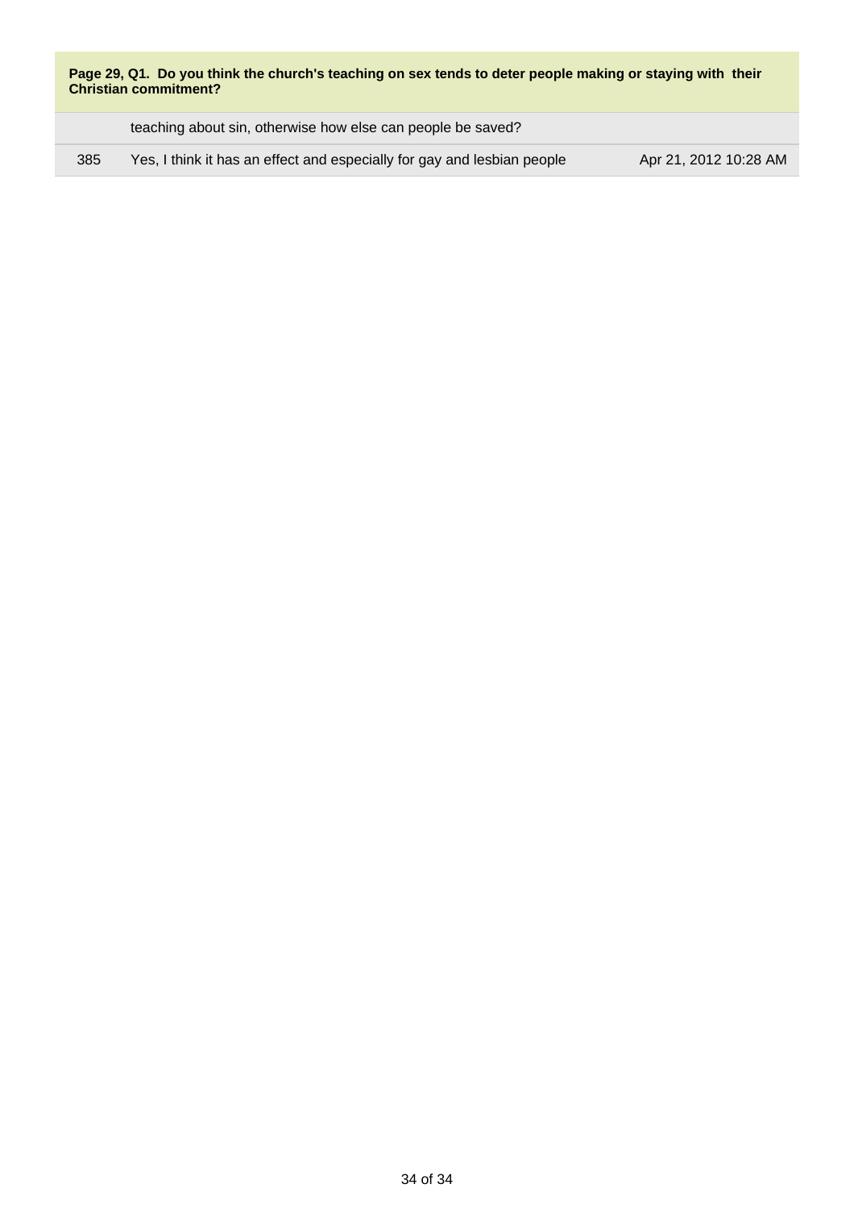**Page 29, Q1. Do you think the church's teaching on sex tends to deter people making or staying with their Christian commitment?**

| | | |
|---|---|---|
| | teaching about sin, otherwise how else can people be saved? | |
| 385 | Yes, I think it has an effect and especially for gay and lesbian people | Apr 21, 2012 10:28 AM |